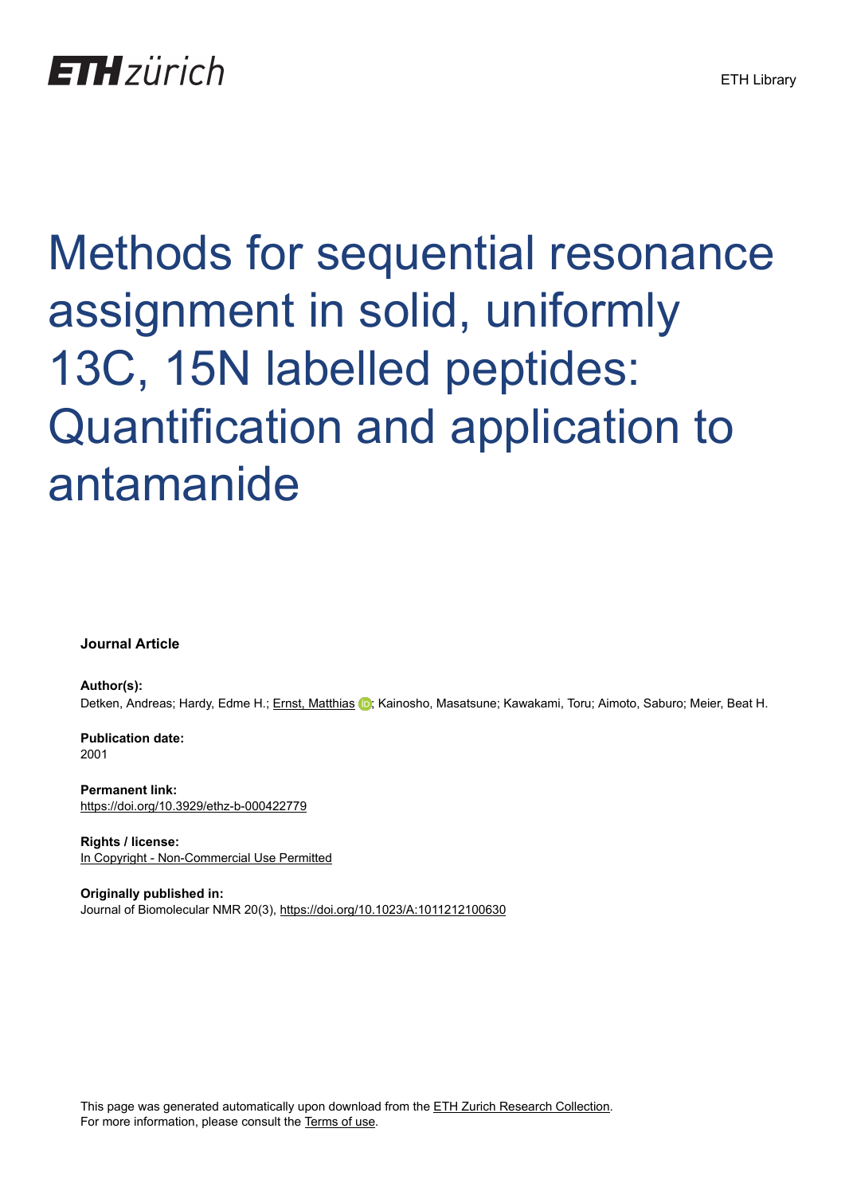ETH Library

# Methods for sequential resonance assignment in solid, uniformly 13C, 15N labelled peptides: Quantification and application to antamanide

**Journal Article**

**Author(s):**
Detken, Andreas; Hardy, Edme H.; Ernst, Matthias; Kainosho, Masatsune; Kawakami, Toru; Aimoto, Saburo; Meier, Beat H.

**Publication date:**
2001

**Permanent link:**
https://doi.org/10.3929/ethz-b-000422779

**Rights / license:**
In Copyright - Non-Commercial Use Permitted

**Originally published in:**
Journal of Biomolecular NMR 20(3), https://doi.org/10.1023/A:1011212100630

This page was generated automatically upon download from the ETH Zurich Research Collection.
For more information, please consult the Terms of use.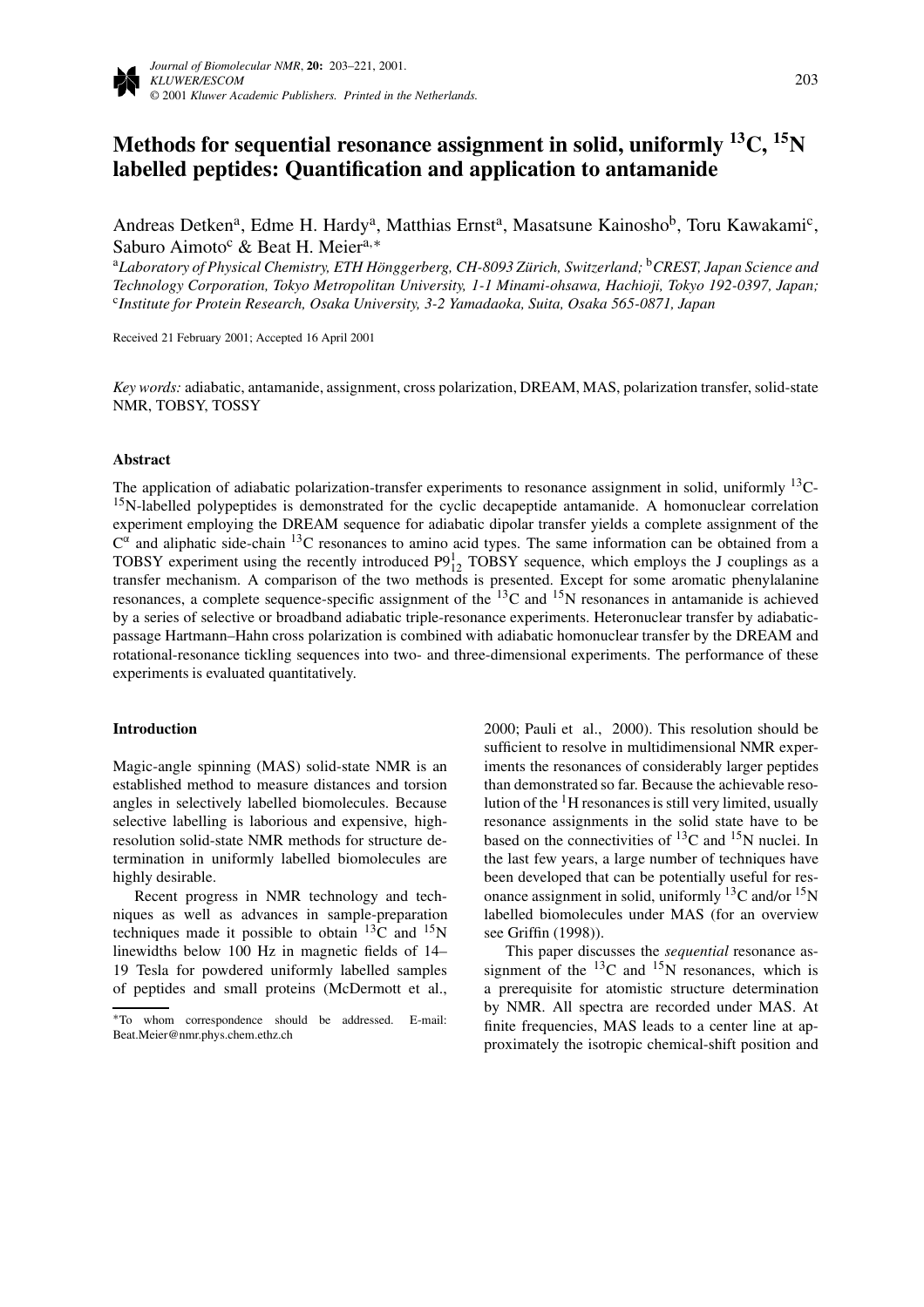# Methods for sequential resonance assignment in solid, uniformly $^{13}C$, $^{15}N$ labelled peptides: Quantification and application to antamanide

Andreas Detken[a], Edme H. Hardy[a], Matthias Ernst[a], Masatsune Kainosho[b], Toru Kawakami[c], Saburo Aimoto[c] & Beat H. Meier[a,*]

[a]*Laboratory of Physical Chemistry, ETH Hönggerberg, CH-8093 Zürich, Switzerland;* [b]*CREST, Japan Science and Technology Corporation, Tokyo Metropolitan University, 1-1 Minami-ohsawa, Hachioji, Tokyo 192-0397, Japan;* [c]*Institute for Protein Research, Osaka University, 3-2 Yamadaoka, Suita, Osaka 565-0871, Japan*

Received 21 February 2001; Accepted 16 April 2001

*Key words:* adiabatic, antamanide, assignment, cross polarization, DREAM, MAS, polarization transfer, solid-state NMR, TOBSY, TOSSY

### Abstract

The application of adiabatic polarization-transfer experiments to resonance assignment in solid, uniformly $^{13}C$-$^{15}N$-labelled polypeptides is demonstrated for the cyclic decapeptide antamanide. A homonuclear correlation experiment employing the DREAM sequence for adiabatic dipolar transfer yields a complete assignment of the $C^{\alpha}$ and aliphatic side-chain $^{13}C$ resonances to amino acid types. The same information can be obtained from a TOBSY experiment using the recently introduced $P9^{1}_{12}$ TOBSY sequence, which employs the J couplings as a transfer mechanism. A comparison of the two methods is presented. Except for some aromatic phenylalanine resonances, a complete sequence-specific assignment of the $^{13}C$ and $^{15}N$ resonances in antamanide is achieved by a series of selective or broadband adiabatic triple-resonance experiments. Heteronuclear transfer by adiabatic-passage Hartmann–Hahn cross polarization is combined with adiabatic homonuclear transfer by the DREAM and rotational-resonance tickling sequences into two- and three-dimensional experiments. The performance of these experiments is evaluated quantitatively.

### Introduction

Magic-angle spinning (MAS) solid-state NMR is an established method to measure distances and torsion angles in selectively labelled biomolecules. Because selective labelling is laborious and expensive, high-resolution solid-state NMR methods for structure determination in uniformly labelled biomolecules are highly desirable.

Recent progress in NMR technology and techniques as well as advances in sample-preparation techniques made it possible to obtain $^{13}C$ and $^{15}N$ linewidths below 100 Hz in magnetic fields of 14–19 Tesla for powdered uniformly labelled samples of peptides and small proteins (McDermott et al., 2000; Pauli et al., 2000). This resolution should be sufficient to resolve in multidimensional NMR experiments the resonances of considerably larger peptides than demonstrated so far. Because the achievable resolution of the $^{1}H$ resonances is still very limited, usually resonance assignments in the solid state have to be based on the connectivities of $^{13}C$ and $^{15}N$ nuclei. In the last few years, a large number of techniques have been developed that can be potentially useful for resonance assignment in solid, uniformly $^{13}C$ and/or $^{15}N$ labelled biomolecules under MAS (for an overview see Griffin (1998)).

This paper discusses the *sequential* resonance assignment of the $^{13}C$ and $^{15}N$ resonances, which is a prerequisite for atomistic structure determination by NMR. All spectra are recorded under MAS. At finite frequencies, MAS leads to a center line at approximately the isotropic chemical-shift position and

*To whom correspondence should be addressed. E-mail: Beat.Meier@nmr.phys.chem.ethz.ch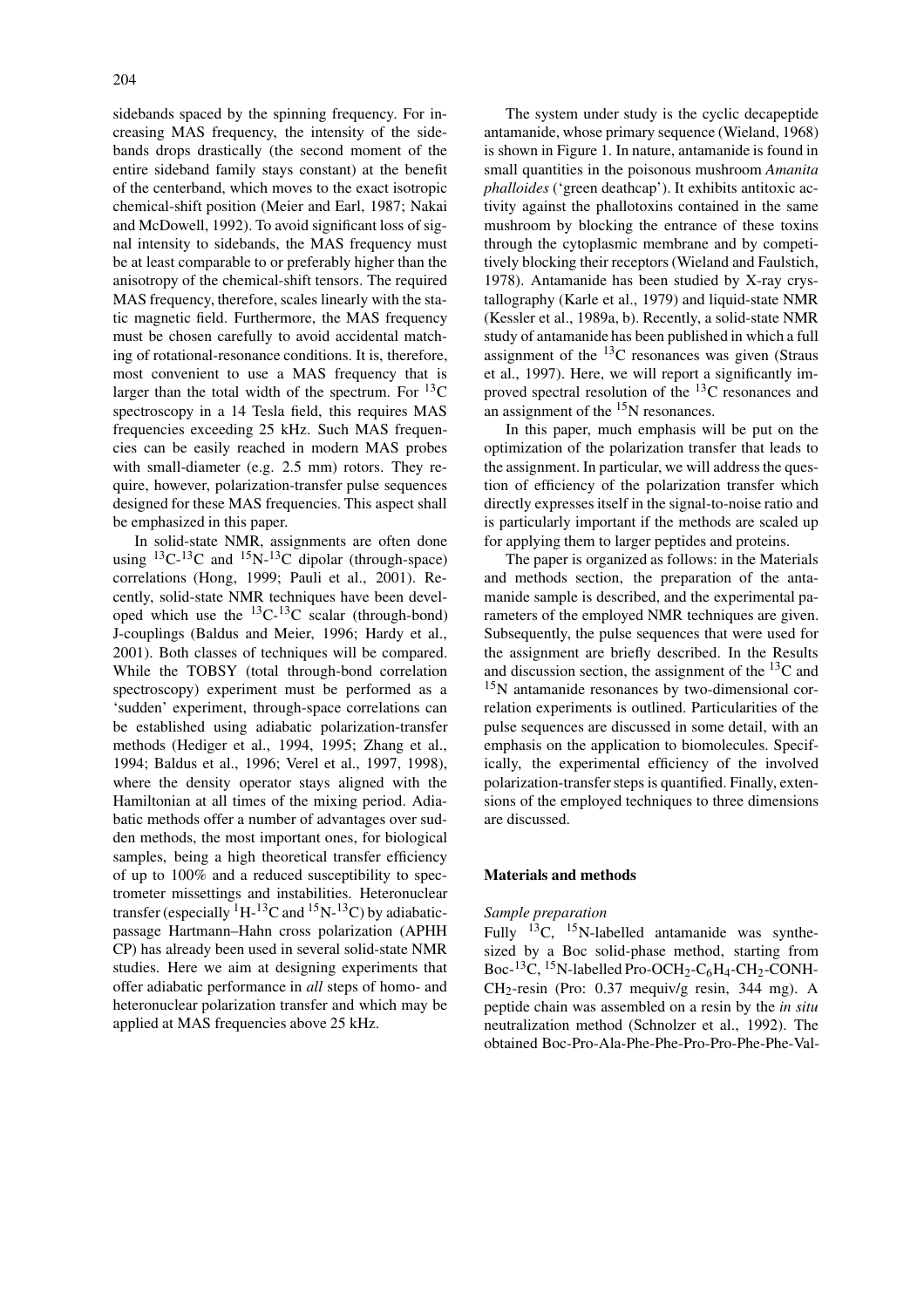sidebands spaced by the spinning frequency. For increasing MAS frequency, the intensity of the sidebands drops drastically (the second moment of the entire sideband family stays constant) at the benefit of the centerband, which moves to the exact isotropic chemical-shift position (Meier and Earl, 1987; Nakai and McDowell, 1992). To avoid significant loss of signal intensity to sidebands, the MAS frequency must be at least comparable to or preferably higher than the anisotropy of the chemical-shift tensors. The required MAS frequency, therefore, scales linearly with the static magnetic field. Furthermore, the MAS frequency must be chosen carefully to avoid accidental matching of rotational-resonance conditions. It is, therefore, most convenient to use a MAS frequency that is larger than the total width of the spectrum. For $^{13}$C spectroscopy in a 14 Tesla field, this requires MAS frequencies exceeding 25 kHz. Such MAS frequencies can be easily reached in modern MAS probes with small-diameter (e.g. 2.5 mm) rotors. They require, however, polarization-transfer pulse sequences designed for these MAS frequencies. This aspect shall be emphasized in this paper.

In solid-state NMR, assignments are often done using $^{13}$C-$^{13}$C and $^{15}$N-$^{13}$C dipolar (through-space) correlations (Hong, 1999; Pauli et al., 2001). Recently, solid-state NMR techniques have been developed which use the $^{13}$C-$^{13}$C scalar (through-bond) J-couplings (Baldus and Meier, 1996; Hardy et al., 2001). Both classes of techniques will be compared. While the TOBSY (total through-bond correlation spectroscopy) experiment must be performed as a 'sudden' experiment, through-space correlations can be established using adiabatic polarization-transfer methods (Hediger et al., 1994, 1995; Zhang et al., 1994; Baldus et al., 1996; Verel et al., 1997, 1998), where the density operator stays aligned with the Hamiltonian at all times of the mixing period. Adiabatic methods offer a number of advantages over sudden methods, the most important ones, for biological samples, being a high theoretical transfer efficiency of up to 100% and a reduced susceptibility to spectrometer missettings and instabilities. Heteronuclear transfer (especially $^{1}$H-$^{13}$C and $^{15}$N-$^{13}$C) by adiabatic-passage Hartmann–Hahn cross polarization (APHH CP) has already been used in several solid-state NMR studies. Here we aim at designing experiments that offer adiabatic performance in *all* steps of homo- and heteronuclear polarization transfer and which may be applied at MAS frequencies above 25 kHz.

The system under study is the cyclic decapeptide antamanide, whose primary sequence (Wieland, 1968) is shown in Figure 1. In nature, antamanide is found in small quantities in the poisonous mushroom *Amanita phalloides* ('green deathcap'). It exhibits antitoxic activity against the phallotoxins contained in the same mushroom by blocking the entrance of these toxins through the cytoplasmic membrane and by competitively blocking their receptors (Wieland and Faulstich, 1978). Antamanide has been studied by X-ray crystallography (Karle et al., 1979) and liquid-state NMR (Kessler et al., 1989a, b). Recently, a solid-state NMR study of antamanide has been published in which a full assignment of the $^{13}$C resonances was given (Straus et al., 1997). Here, we will report a significantly improved spectral resolution of the $^{13}$C resonances and an assignment of the $^{15}$N resonances.

In this paper, much emphasis will be put on the optimization of the polarization transfer that leads to the assignment. In particular, we will address the question of efficiency of the polarization transfer which directly expresses itself in the signal-to-noise ratio and is particularly important if the methods are scaled up for applying them to larger peptides and proteins.

The paper is organized as follows: in the Materials and methods section, the preparation of the antamanide sample is described, and the experimental parameters of the employed NMR techniques are given. Subsequently, the pulse sequences that were used for the assignment are briefly described. In the Results and discussion section, the assignment of the $^{13}$C and $^{15}$N antamanide resonances by two-dimensional correlation experiments is outlined. Particularities of the pulse sequences are discussed in some detail, with an emphasis on the application to biomolecules. Specifically, the experimental efficiency of the involved polarization-transfer steps is quantified. Finally, extensions of the employed techniques to three dimensions are discussed.

## Materials and methods

### *Sample preparation*

Fully $^{13}$C, $^{15}$N-labelled antamanide was synthesized by a Boc solid-phase method, starting from Boc-$^{13}$C, $^{15}$N-labelled Pro-OCH$_2$-C$_6$H$_4$-CH$_2$-CONH-CH$_2$-resin (Pro: 0.37 mequiv/g resin, 344 mg). A peptide chain was assembled on a resin by the *in situ* neutralization method (Schnolzer et al., 1992). The obtained Boc-Pro-Ala-Phe-Phe-Pro-Pro-Phe-Phe-Val-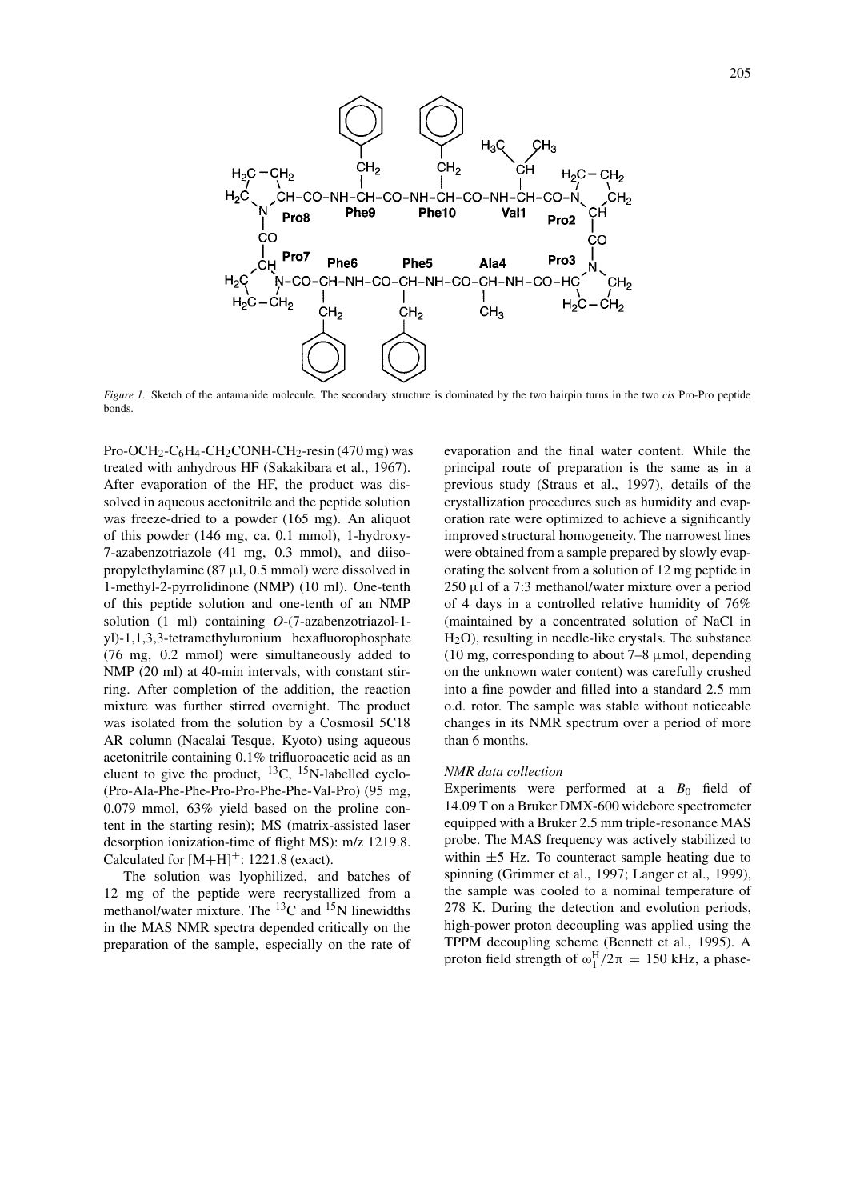*Figure 1.* Sketch of the antamanide molecule. The secondary structure is dominated by the two hairpin turns in the two *cis* Pro-Pro peptide bonds.

Pro-OCH$_2$-C$_6$H$_4$-CH$_2$CONH-CH$_2$-resin (470 mg) was treated with anhydrous HF (Sakakibara et al., 1967). After evaporation of the HF, the product was dissolved in aqueous acetonitrile and the peptide solution was freeze-dried to a powder (165 mg). An aliquot of this powder (146 mg, ca. 0.1 mmol), 1-hydroxy-7-azabenzotriazole (41 mg, 0.3 mmol), and diisopropylethylamine (87 μl, 0.5 mmol) were dissolved in 1-methyl-2-pyrrolidinone (NMP) (10 ml). One-tenth of this peptide solution and one-tenth of an NMP solution (1 ml) containing *O*-(7-azabenzotriazol-1-yl)-1,1,3,3-tetramethyluronium hexafluorophosphate (76 mg, 0.2 mmol) were simultaneously added to NMP (20 ml) at 40-min intervals, with constant stirring. After completion of the addition, the reaction mixture was further stirred overnight. The product was isolated from the solution by a Cosmosil 5C18 AR column (Nacalai Tesque, Kyoto) using aqueous acetonitrile containing 0.1% trifluoroacetic acid as an eluent to give the product, $^{13}$C, $^{15}$N-labelled cyclo-(Pro-Ala-Phe-Phe-Pro-Pro-Phe-Phe-Val-Pro) (95 mg, 0.079 mmol, 63% yield based on the proline content in the starting resin); MS (matrix-assisted laser desorption ionization-time of flight MS): m/z 1219.8. Calculated for $[M+H]^+$: 1221.8 (exact).

The solution was lyophilized, and batches of 12 mg of the peptide were recrystallized from a methanol/water mixture. The $^{13}$C and $^{15}$N linewidths in the MAS NMR spectra depended critically on the preparation of the sample, especially on the rate of evaporation and the final water content. While the principal route of preparation is the same as in a previous study (Straus et al., 1997), details of the crystallization procedures such as humidity and evaporation rate were optimized to achieve a significantly improved structural homogeneity. The narrowest lines were obtained from a sample prepared by slowly evaporating the solvent from a solution of 12 mg peptide in 250 μl of a 7:3 methanol/water mixture over a period of 4 days in a controlled relative humidity of 76% (maintained by a concentrated solution of NaCl in $H_2O$), resulting in needle-like crystals. The substance (10 mg, corresponding to about 7–8 μmol, depending on the unknown water content) was carefully crushed into a fine powder and filled into a standard 2.5 mm o.d. rotor. The sample was stable without noticeable changes in its NMR spectrum over a period of more than 6 months.

### *NMR data collection*

Experiments were performed at a $B_0$ field of 14.09 T on a Bruker DMX-600 widebore spectrometer equipped with a Bruker 2.5 mm triple-resonance MAS probe. The MAS frequency was actively stabilized to within ±5 Hz. To counteract sample heating due to spinning (Grimmer et al., 1997; Langer et al., 1999), the sample was cooled to a nominal temperature of 278 K. During the detection and evolution periods, high-power proton decoupling was applied using the TPPM decoupling scheme (Bennett et al., 1995). A proton field strength of $\omega_1^H/2\pi = 150$ kHz, a phase-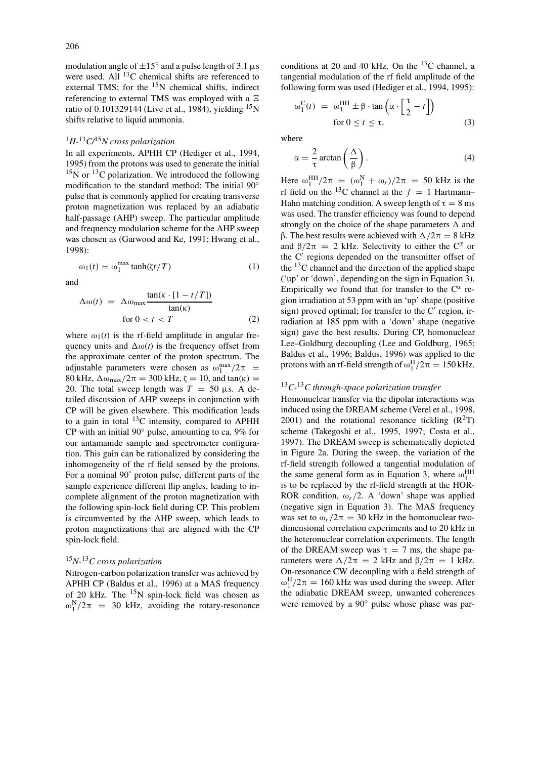modulation angle of $\pm 15°$ and a pulse length of 3.1 μs were used. All $^{13}C$ chemical shifts are referenced to external TMS; for the $^{15}N$ chemical shifts, indirect referencing to external TMS was employed with a Ξ ratio of 0.101329144 (Live et al., 1984), yielding $^{15}N$ shifts relative to liquid ammonia.

### *$^{1}H$-$^{13}C$/$^{15}N$ cross polarization*

In all experiments, APHH CP (Hediger et al., 1994, 1995) from the protons was used to generate the initial $^{15}N$ or $^{13}C$ polarization. We introduced the following modification to the standard method: The initial 90° pulse that is commonly applied for creating transverse proton magnetization was replaced by an adiabatic half-passage (AHP) sweep. The particular amplitude and frequency modulation scheme for the AHP sweep was chosen as (Garwood and Ke, 1991; Hwang et al., 1998):

$$\omega_1(t) = \omega_1^{max} \tanh(\zeta t/T) \tag{1}$$

and

$$\Delta\omega(t) = \Delta\omega_{max} \frac{\tan(\kappa \cdot [1 - t/T])}{\tan(\kappa)} \quad \text{for } 0 < t < T \tag{2}$$

where $\omega_1(t)$ is the rf-field amplitude in angular frequency units and $\Delta\omega(t)$ is the frequency offset from the approximate center of the proton spectrum. The adjustable parameters were chosen as $\omega_1^{max}/2\pi = 80$ kHz, $\Delta\omega_{max}/2\pi = 300$ kHz, $\zeta = 10$, and $\tan(\kappa) = 20$. The total sweep length was $T = 50$ μs. A detailed discussion of AHP sweeps in conjunction with CP will be given elsewhere. This modification leads to a gain in total $^{13}C$ intensity, compared to APHH CP with an initial 90° pulse, amounting to ca. 9% for our antamanide sample and spectrometer configuration. This gain can be rationalized by considering the inhomogeneity of the rf field sensed by the protons. For a nominal 90° proton pulse, different parts of the sample experience different flip angles, leading to incomplete alignment of the proton magnetization with the following spin-lock field during CP. This problem is circumvented by the AHP sweep, which leads to proton magnetizations that are aligned with the CP spin-lock field.

### *$^{15}N$-$^{13}C$ cross polarization*

Nitrogen-carbon polarization transfer was achieved by APHH CP (Baldus et al., 1996) at a MAS frequency of 20 kHz. The $^{15}N$ spin-lock field was chosen as $\omega_1^N/2\pi = 30$ kHz, avoiding the rotary-resonance conditions at 20 and 40 kHz. On the $^{13}C$ channel, a tangential modulation of the rf field amplitude of the following form was used (Hediger et al., 1994, 1995):

$$\omega_1^C(t) = \omega_1^{HH} \pm \beta \cdot \tan\left(\alpha \cdot \left[\frac{\tau}{2} - t\right]\right) \quad \text{for } 0 \le t \le \tau, \tag{3}$$

where

$$\alpha = \frac{2}{\tau} \arctan\left(\frac{\Delta}{\beta}\right). \tag{4}$$

Here $\omega_1^{HH}/2\pi = (\omega_1^N + \omega_r)/2\pi = 50$ kHz is the rf field on the $^{13}C$ channel at the $f = 1$ Hartmann–Hahn matching condition. A sweep length of $\tau = 8$ ms was used. The transfer efficiency was found to depend strongly on the choice of the shape parameters $\Delta$ and $\beta$. The best results were achieved with $\Delta/2\pi = 8$ kHz and $\beta/2\pi = 2$ kHz. Selectivity to either the $C^\alpha$ or the $C'$ regions depended on the transmitter offset of the $^{13}C$ channel and the direction of the applied shape ('up' or 'down', depending on the sign in Equation 3). Empirically we found that for transfer to the $C^\alpha$ region irradiation at 53 ppm with an 'up' shape (positive sign) proved optimal; for transfer to the $C'$ region, irradiation at 185 ppm with a 'down' shape (negative sign) gave the best results. During CP, homonuclear Lee–Goldburg decoupling (Lee and Goldburg, 1965; Baldus et al., 1996; Baldus, 1996) was applied to the protons with an rf-field strength of $\omega_1^H/2\pi = 150$ kHz.

### *$^{13}C$-$^{13}C$ through-space polarization transfer*

Homonuclear transfer via the dipolar interactions was induced using the DREAM scheme (Verel et al., 1998, 2001) and the rotational resonance tickling ($R^2T$) scheme (Takegoshi et al., 1995, 1997; Costa et al., 1997). The DREAM sweep is schematically depicted in Figure 2a. During the sweep, the variation of the rf-field strength followed a tangential modulation of the same general form as in Equation 3, where $\omega_1^{HH}$ is to be replaced by the rf-field strength at the HORROR condition, $\omega_r/2$. A 'down' shape was applied (negative sign in Equation 3). The MAS frequency was set to $\omega_r/2\pi = 30$ kHz in the homonuclear two-dimensional correlation experiments and to 20 kHz in the heteronuclear correlation experiments. The length of the DREAM sweep was $\tau = 7$ ms, the shape parameters were $\Delta/2\pi = 2$ kHz and $\beta/2\pi = 1$ kHz. On-resonance CW decoupling with a field strength of $\omega_1^H/2\pi = 160$ kHz was used during the sweep. After the adiabatic DREAM sweep, unwanted coherences were removed by a 90° pulse whose phase was par-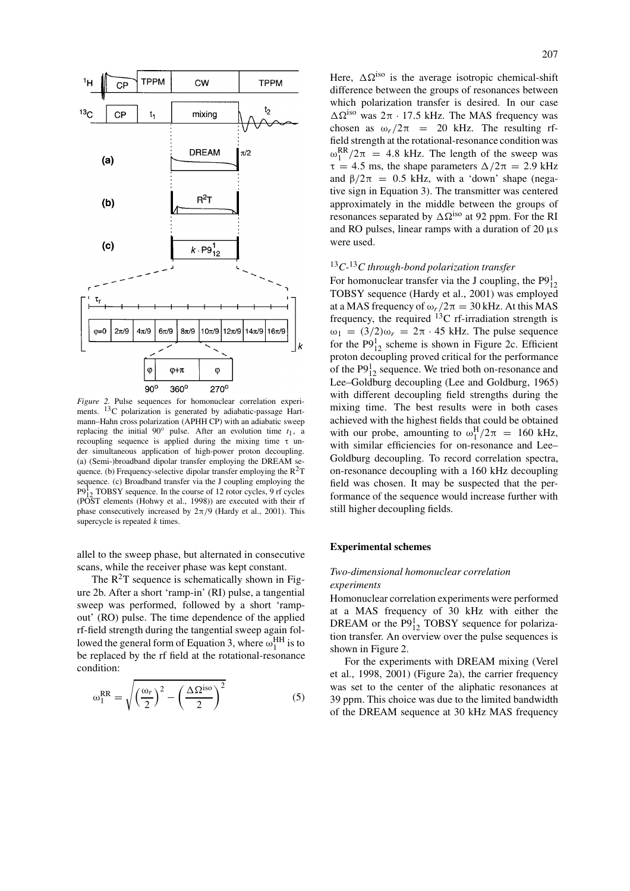*Figure 2.* Pulse sequences for homonuclear correlation experiments. $^{13}C$ polarization is generated by adiabatic-passage Hartmann–Hahn cross polarization (APHH CP) with an adiabatic sweep replacing the initial 90° pulse. After an evolution time $t_1$, a recoupling sequence is applied during the mixing time $\tau$ under simultaneous application of high-power proton decoupling. (a) (Semi-)broadband dipolar transfer employing the DREAM sequence. (b) Frequency-selective dipolar transfer employing the $R^2T$ sequence. (c) Broadband transfer via the J coupling employing the $P9^1_{12}$ TOBSY sequence. In the course of 12 rotor cycles, 9 rf cycles (POST elements (Hohwy et al., 1998)) are executed with their rf phase consecutively increased by $2\pi/9$ (Hardy et al., 2001). This supercycle is repeated $k$ times.

allel to the sweep phase, but alternated in consecutive scans, while the receiver phase was kept constant.

The $R^2T$ sequence is schematically shown in Figure 2b. After a short 'ramp-in' (RI) pulse, a tangential sweep was performed, followed by a short 'ramp-out' (RO) pulse. The time dependence of the applied rf-field strength during the tangential sweep again followed the general form of Equation 3, where $\omega_1^{HH}$ is to be replaced by the rf field at the rotational-resonance condition:

$$\omega_1^{RR} = \sqrt{\left(\frac{\omega_r}{2}\right)^2 - \left(\frac{\Delta\Omega^{iso}}{2}\right)^2} \tag{5}$$

Here, $\Delta\Omega^{iso}$ is the average isotropic chemical-shift difference between the groups of resonances between which polarization transfer is desired. In our case $\Delta\Omega^{iso}$ was $2\pi \cdot 17.5$ kHz. The MAS frequency was chosen as $\omega_r/2\pi = 20$ kHz. The resulting rf-field strength at the rotational-resonance condition was $\omega_1^{RR}/2\pi = 4.8$ kHz. The length of the sweep was $\tau = 4.5$ ms, the shape parameters $\Delta/2\pi = 2.9$ kHz and $\beta/2\pi = 0.5$ kHz, with a 'down' shape (negative sign in Equation 3). The transmitter was centered approximately in the middle between the groups of resonances separated by $\Delta\Omega^{iso}$ at 92 ppm. For the RI and RO pulses, linear ramps with a duration of 20 μs were used.

### *$^{13}C$-$^{13}C$ through-bond polarization transfer*

For homonuclear transfer via the J coupling, the $P9^1_{12}$ TOBSY sequence (Hardy et al., 2001) was employed at a MAS frequency of $\omega_r/2\pi = 30$ kHz. At this MAS frequency, the required $^{13}C$ rf-irradiation strength is $\omega_1 = (3/2)\omega_r = 2\pi \cdot 45$ kHz. The pulse sequence for the $P9^1_{12}$ scheme is shown in Figure 2c. Efficient proton decoupling proved critical for the performance of the $P9^1_{12}$ sequence. We tried both on-resonance and Lee–Goldburg decoupling (Lee and Goldburg, 1965) with different decoupling field strengths during the mixing time. The best results were in both cases achieved with the highest fields that could be obtained with our probe, amounting to $\omega_1^H/2\pi = 160$ kHz, with similar efficiencies for on-resonance and Lee–Goldburg decoupling. To record correlation spectra, on-resonance decoupling with a 160 kHz decoupling field was chosen. It may be suspected that the performance of the sequence would increase further with still higher decoupling fields.

## Experimental schemes

### *Two-dimensional homonuclear correlation experiments*

Homonuclear correlation experiments were performed at a MAS frequency of 30 kHz with either the DREAM or the $P9^1_{12}$ TOBSY sequence for polarization transfer. An overview over the pulse sequences is shown in Figure 2.

For the experiments with DREAM mixing (Verel et al., 1998, 2001) (Figure 2a), the carrier frequency was set to the center of the aliphatic resonances at 39 ppm. This choice was due to the limited bandwidth of the DREAM sequence at 30 kHz MAS frequency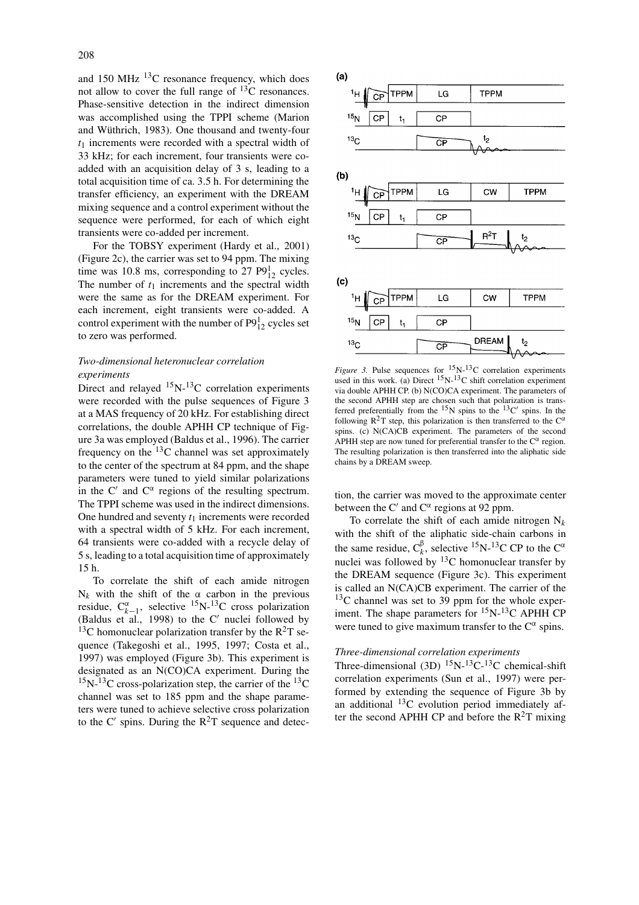and 150 MHz $^{13}$C resonance frequency, which does not allow to cover the full range of $^{13}$C resonances. Phase-sensitive detection in the indirect dimension was accomplished using the TPPI scheme (Marion and Wüthrich, 1983). One thousand and twenty-four $t_1$ increments were recorded with a spectral width of 33 kHz; for each increment, four transients were co-added with an acquisition delay of 3 s, leading to a total acquisition time of ca. 3.5 h. For determining the transfer efficiency, an experiment with the DREAM mixing sequence and a control experiment without the sequence were performed, for each of which eight transients were co-added per increment.

For the TOBSY experiment (Hardy et al., 2001) (Figure 2c), the carrier was set to 94 ppm. The mixing time was 10.8 ms, corresponding to 27 $P9^1_{12}$ cycles. The number of $t_1$ increments and the spectral width were the same as for the DREAM experiment. For each increment, eight transients were co-added. A control experiment with the number of $P9^1_{12}$ cycles set to zero was performed.

*Two-dimensional heteronuclear correlation experiments*

Direct and relayed $^{15}$N-$^{13}$C correlation experiments were recorded with the pulse sequences of Figure 3 at a MAS frequency of 20 kHz. For establishing direct correlations, the double APHH CP technique of Figure 3a was employed (Baldus et al., 1996). The carrier frequency on the $^{13}$C channel was set approximately to the center of the spectrum at 84 ppm, and the shape parameters were tuned to yield similar polarizations in the C′ and C$^{\alpha}$ regions of the resulting spectrum. The TPPI scheme was used in the indirect dimensions. One hundred and seventy $t_1$ increments were recorded with a spectral width of 5 kHz. For each increment, 64 transients were co-added with a recycle delay of 5 s, leading to a total acquisition time of approximately 15 h.

To correlate the shift of each amide nitrogen $N_k$ with the shift of the α carbon in the previous residue, $C^{\alpha}_{k-1}$, selective $^{15}$N-$^{13}$C cross polarization (Baldus et al., 1998) to the C′ nuclei followed by $^{13}$C homonuclear polarization transfer by the R$^2$T sequence (Takegoshi et al., 1995, 1997; Costa et al., 1997) was employed (Figure 3b). This experiment is designated as an N(CO)CA experiment. During the $^{15}$N-$^{13}$C cross-polarization step, the carrier of the $^{13}$C channel was set to 185 ppm and the shape parameters were tuned to achieve selective cross polarization to the C′ spins. During the R$^2$T sequence and detection, the carrier was moved to the approximate center between the C′ and C$^{\alpha}$ regions at 92 ppm.

To correlate the shift of each amide nitrogen $N_k$ with the shift of the aliphatic side-chain carbons in the same residue, $C^{\beta}_k$, selective $^{15}$N-$^{13}$C CP to the C$^{\alpha}$ nuclei was followed by $^{13}$C homonuclear transfer by the DREAM sequence (Figure 3c). This experiment is called an N(CA)CB experiment. The carrier of the $^{13}$C channel was set to 39 ppm for the whole experiment. The shape parameters for $^{15}$N-$^{13}$C APHH CP were tuned to give maximum transfer to the C$^{\alpha}$ spins.

*Figure 3.* Pulse sequences for $^{15}$N-$^{13}$C correlation experiments used in this work. (a) Direct $^{15}$N-$^{13}$C shift correlation experiment via double APHH CP. (b) N(CO)CA experiment. The parameters of the second APHH step are chosen such that polarization is transferred preferentially from the $^{15}$N spins to the $^{13}$C′ spins. In the following R$^2$T step, this polarization is then transferred to the C$^{\alpha}$ spins. (c) N(CA)CB experiment. The parameters of the second APHH step are now tuned for preferential transfer to the C$^{\alpha}$ region. The resulting polarization is then transferred into the aliphatic side chains by a DREAM sweep.

*Three-dimensional correlation experiments*

Three-dimensional (3D) $^{15}$N-$^{13}$C-$^{13}$C chemical-shift correlation experiments (Sun et al., 1997) were performed by extending the sequence of Figure 3b by an additional $^{13}$C evolution period immediately after the second APHH CP and before the R$^2$T mixing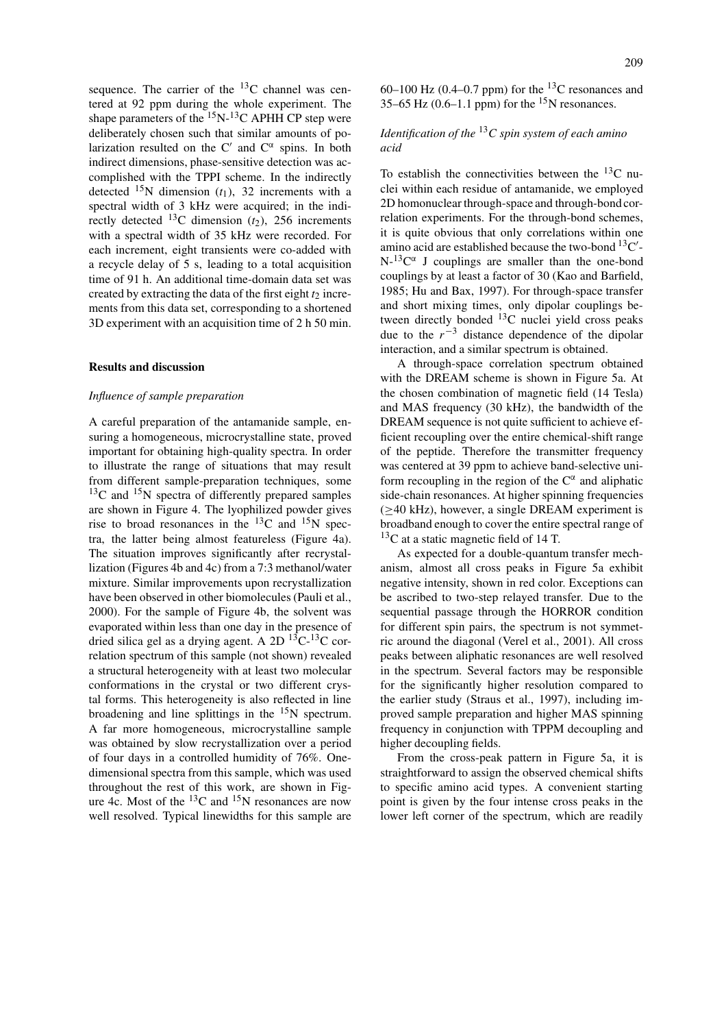sequence. The carrier of the $^{13}C$ channel was centered at 92 ppm during the whole experiment. The shape parameters of the $^{15}N$-$^{13}C$ APHH CP step were deliberately chosen such that similar amounts of polarization resulted on the C′ and $C^{\alpha}$ spins. In both indirect dimensions, phase-sensitive detection was accomplished with the TPPI scheme. In the indirectly detected $^{15}N$ dimension ($t_1$), 32 increments with a spectral width of 3 kHz were acquired; in the indirectly detected $^{13}C$ dimension ($t_2$), 256 increments with a spectral width of 35 kHz were recorded. For each increment, eight transients were co-added with a recycle delay of 5 s, leading to a total acquisition time of 91 h. An additional time-domain data set was created by extracting the data of the first eight $t_2$ increments from this data set, corresponding to a shortened 3D experiment with an acquisition time of 2 h 50 min.

## Results and discussion

### *Influence of sample preparation*

A careful preparation of the antamanide sample, ensuring a homogeneous, microcrystalline state, proved important for obtaining high-quality spectra. In order to illustrate the range of situations that may result from different sample-preparation techniques, some $^{13}C$ and $^{15}N$ spectra of differently prepared samples are shown in Figure 4. The lyophilized powder gives rise to broad resonances in the $^{13}C$ and $^{15}N$ spectra, the latter being almost featureless (Figure 4a). The situation improves significantly after recrystallization (Figures 4b and 4c) from a 7:3 methanol/water mixture. Similar improvements upon recrystallization have been observed in other biomolecules (Pauli et al., 2000). For the sample of Figure 4b, the solvent was evaporated within less than one day in the presence of dried silica gel as a drying agent. A 2D $^{13}C$-$^{13}C$ correlation spectrum of this sample (not shown) revealed a structural heterogeneity with at least two molecular conformations in the crystal or two different crystal forms. This heterogeneity is also reflected in line broadening and line splittings in the $^{15}N$ spectrum. A far more homogeneous, microcrystalline sample was obtained by slow recrystallization over a period of four days in a controlled humidity of 76%. One-dimensional spectra from this sample, which was used throughout the rest of this work, are shown in Figure 4c. Most of the $^{13}C$ and $^{15}N$ resonances are now well resolved. Typical linewidths for this sample are 60–100 Hz (0.4–0.7 ppm) for the $^{13}C$ resonances and 35–65 Hz (0.6–1.1 ppm) for the $^{15}N$ resonances.

### *Identification of the $^{13}C$ spin system of each amino acid*

To establish the connectivities between the $^{13}C$ nuclei within each residue of antamanide, we employed 2D homonuclear through-space and through-bond correlation experiments. For the through-bond schemes, it is quite obvious that only correlations within one amino acid are established because the two-bond $^{13}C'$-N-$^{13}C^{\alpha}$ J couplings are smaller than the one-bond couplings by at least a factor of 30 (Kao and Barfield, 1985; Hu and Bax, 1997). For through-space transfer and short mixing times, only dipolar couplings between directly bonded $^{13}C$ nuclei yield cross peaks due to the $r^{-3}$ distance dependence of the dipolar interaction, and a similar spectrum is obtained.

A through-space correlation spectrum obtained with the DREAM scheme is shown in Figure 5a. At the chosen combination of magnetic field (14 Tesla) and MAS frequency (30 kHz), the bandwidth of the DREAM sequence is not quite sufficient to achieve efficient recoupling over the entire chemical-shift range of the peptide. Therefore the transmitter frequency was centered at 39 ppm to achieve band-selective uniform recoupling in the region of the $C^{\alpha}$ and aliphatic side-chain resonances. At higher spinning frequencies ($\geq$40 kHz), however, a single DREAM experiment is broadband enough to cover the entire spectral range of $^{13}C$ at a static magnetic field of 14 T.

As expected for a double-quantum transfer mechanism, almost all cross peaks in Figure 5a exhibit negative intensity, shown in red color. Exceptions can be ascribed to two-step relayed transfer. Due to the sequential passage through the HORROR condition for different spin pairs, the spectrum is not symmetric around the diagonal (Verel et al., 2001). All cross peaks between aliphatic resonances are well resolved in the spectrum. Several factors may be responsible for the significantly higher resolution compared to the earlier study (Straus et al., 1997), including improved sample preparation and higher MAS spinning frequency in conjunction with TPPM decoupling and higher decoupling fields.

From the cross-peak pattern in Figure 5a, it is straightforward to assign the observed chemical shifts to specific amino acid types. A convenient starting point is given by the four intense cross peaks in the lower left corner of the spectrum, which are readily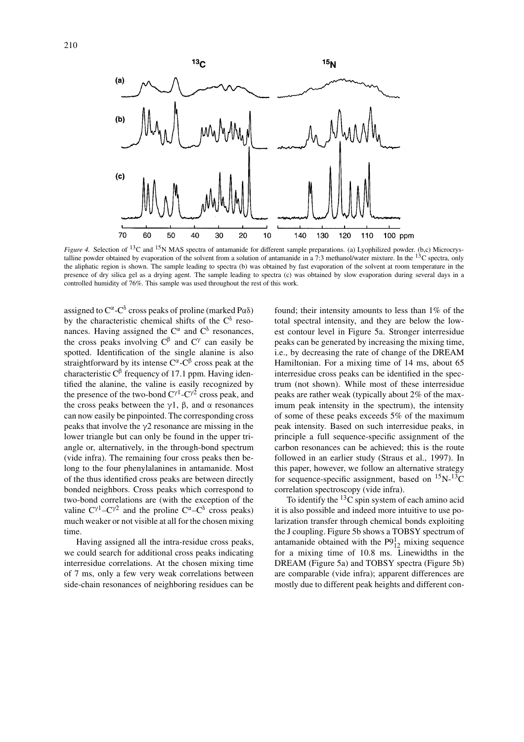*Figure 4.* Selection of $^{13}$C and $^{15}$N MAS spectra of antamanide for different sample preparations. (a) Lyophilized powder. (b,c) Microcrystalline powder obtained by evaporation of the solvent from a solution of antamanide in a 7:3 methanol/water mixture. In the $^{13}$C spectra, only the aliphatic region is shown. The sample leading to spectra (b) was obtained by fast evaporation of the solvent at room temperature in the presence of dry silica gel as a drying agent. The sample leading to spectra (c) was obtained by slow evaporation during several days in a controlled humidity of 76%. This sample was used throughout the rest of this work.

assigned to $C^{\alpha}$-$C^{\delta}$ cross peaks of proline (marked P$\alpha\delta$) by the characteristic chemical shifts of the $C^{\delta}$ resonances. Having assigned the $C^{\alpha}$ and $C^{\delta}$ resonances, the cross peaks involving $C^{\beta}$ and $C^{\gamma}$ can easily be spotted. Identification of the single alanine is also straightforward by its intense $C^{\alpha}$-$C^{\beta}$ cross peak at the characteristic $C^{\beta}$ frequency of 17.1 ppm. Having identified the alanine, the valine is easily recognized by the presence of the two-bond $C^{\gamma 1}$-$C^{\gamma 2}$ cross peak, and the cross peaks between the $\gamma$1, $\beta$, and $\alpha$ resonances can now easily be pinpointed. The corresponding cross peaks that involve the $\gamma$2 resonance are missing in the lower triangle but can only be found in the upper triangle or, alternatively, in the through-bond spectrum (vide infra). The remaining four cross peaks then belong to the four phenylalanines in antamanide. Most of the thus identified cross peaks are between directly bonded neighbors. Cross peaks which correspond to two-bond correlations are (with the exception of the valine $C^{\gamma 1}$–$C^{\gamma 2}$ and the proline $C^{\alpha}$–$C^{\delta}$ cross peaks) much weaker or not visible at all for the chosen mixing time.

Having assigned all the intra-residue cross peaks, we could search for additional cross peaks indicating interresidue correlations. At the chosen mixing time of 7 ms, only a few very weak correlations between side-chain resonances of neighboring residues can be found; their intensity amounts to less than 1% of the total spectral intensity, and they are below the lowest contour level in Figure 5a. Stronger interresidue peaks can be generated by increasing the mixing time, i.e., by decreasing the rate of change of the DREAM Hamiltonian. For a mixing time of 14 ms, about 65 interresidue cross peaks can be identified in the spectrum (not shown). While most of these interresidue peaks are rather weak (typically about 2% of the maximum peak intensity in the spectrum), the intensity of some of these peaks exceeds 5% of the maximum peak intensity. Based on such interresidue peaks, in principle a full sequence-specific assignment of the carbon resonances can be achieved; this is the route followed in an earlier study (Straus et al., 1997). In this paper, however, we follow an alternative strategy for sequence-specific assignment, based on $^{15}$N-$^{13}$C correlation spectroscopy (vide infra).

To identify the $^{13}$C spin system of each amino acid it is also possible and indeed more intuitive to use polarization transfer through chemical bonds exploiting the J coupling. Figure 5b shows a TOBSY spectrum of antamanide obtained with the $P9^{1}_{12}$ mixing sequence for a mixing time of 10.8 ms. Linewidths in the DREAM (Figure 5a) and TOBSY spectra (Figure 5b) are comparable (vide infra); apparent differences are mostly due to different peak heights and different con-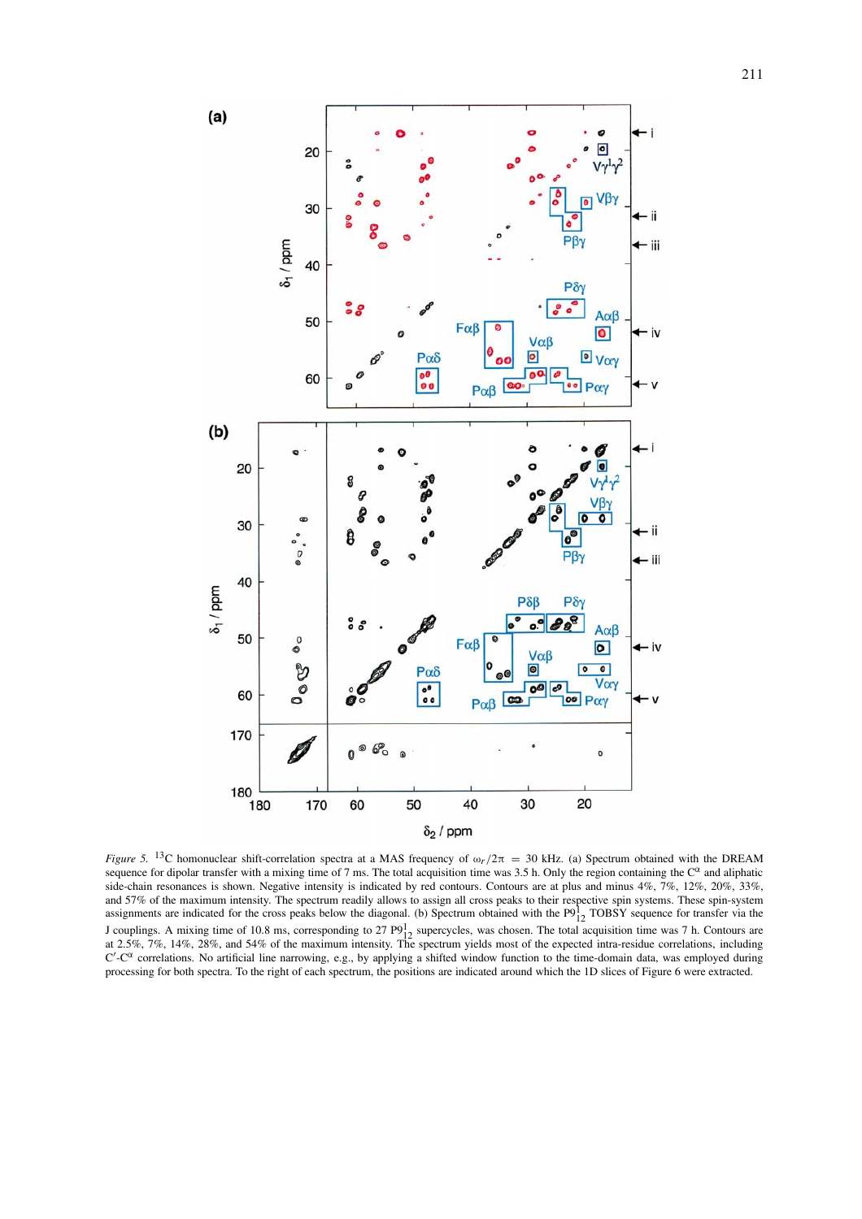*Figure 5.* $^{13}$C homonuclear shift-correlation spectra at a MAS frequency of $\omega_r/2\pi = 30$ kHz. (a) Spectrum obtained with the DREAM sequence for dipolar transfer with a mixing time of 7 ms. The total acquisition time was 3.5 h. Only the region containing the $C^{\alpha}$ and aliphatic side-chain resonances is shown. Negative intensity is indicated by red contours. Contours are at plus and minus 4%, 7%, 12%, 20%, 33%, and 57% of the maximum intensity. The spectrum readily allows to assign all cross peaks to their respective spin systems. These spin-system assignments are indicated for the cross peaks below the diagonal. (b) Spectrum obtained with the $P9^1_{12}$ TOBSY sequence for transfer via the J couplings. A mixing time of 10.8 ms, corresponding to 27 $P9^1_{12}$ supercycles, was chosen. The total acquisition time was 7 h. Contours are at 2.5%, 7%, 14%, 28%, and 54% of the maximum intensity. The spectrum yields most of the expected intra-residue correlations, including $C'$-$C^{\alpha}$ correlations. No artificial line narrowing, e.g., by applying a shifted window function to the time-domain data, was employed during processing for both spectra. To the right of each spectrum, the positions are indicated around which the 1D slices of Figure 6 were extracted.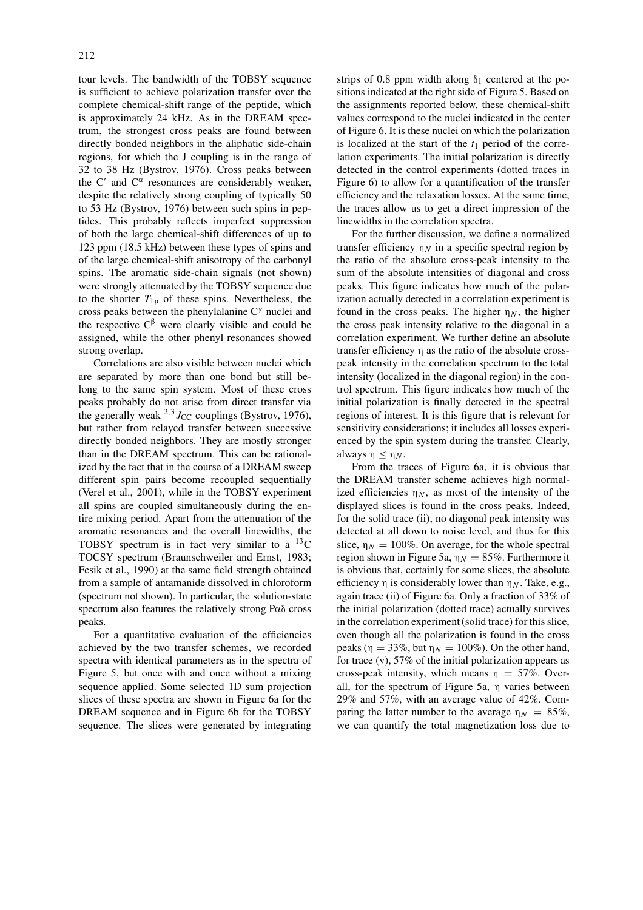tour levels. The bandwidth of the TOBSY sequence is sufficient to achieve polarization transfer over the complete chemical-shift range of the peptide, which is approximately 24 kHz. As in the DREAM spectrum, the strongest cross peaks are found between directly bonded neighbors in the aliphatic side-chain regions, for which the J coupling is in the range of 32 to 38 Hz (Bystrov, 1976). Cross peaks between the C′ and $C^{\alpha}$ resonances are considerably weaker, despite the relatively strong coupling of typically 50 to 53 Hz (Bystrov, 1976) between such spins in peptides. This probably reflects imperfect suppression of both the large chemical-shift differences of up to 123 ppm (18.5 kHz) between these types of spins and of the large chemical-shift anisotropy of the carbonyl spins. The aromatic side-chain signals (not shown) were strongly attenuated by the TOBSY sequence due to the shorter $T_{1\rho}$ of these spins. Nevertheless, the cross peaks between the phenylalanine $C^{\gamma}$ nuclei and the respective $C^{\beta}$ were clearly visible and could be assigned, while the other phenyl resonances showed strong overlap.

Correlations are also visible between nuclei which are separated by more than one bond but still belong to the same spin system. Most of these cross peaks probably do not arise from direct transfer via the generally weak $^{2,3}J_{CC}$ couplings (Bystrov, 1976), but rather from relayed transfer between successive directly bonded neighbors. They are mostly stronger than in the DREAM spectrum. This can be rationalized by the fact that in the course of a DREAM sweep different spin pairs become recoupled sequentially (Verel et al., 2001), while in the TOBSY experiment all spins are coupled simultaneously during the entire mixing period. Apart from the attenuation of the aromatic resonances and the overall linewidths, the TOBSY spectrum is in fact very similar to a $^{13}$C TOCSY spectrum (Braunschweiler and Ernst, 1983; Fesik et al., 1990) at the same field strength obtained from a sample of antamanide dissolved in chloroform (spectrum not shown). In particular, the solution-state spectrum also features the relatively strong Pαδ cross peaks.

For a quantitative evaluation of the efficiencies achieved by the two transfer schemes, we recorded spectra with identical parameters as in the spectra of Figure 5, but once with and once without a mixing sequence applied. Some selected 1D sum projection slices of these spectra are shown in Figure 6a for the DREAM sequence and in Figure 6b for the TOBSY sequence. The slices were generated by integrating strips of 0.8 ppm width along $\delta_1$ centered at the positions indicated at the right side of Figure 5. Based on the assignments reported below, these chemical-shift values correspond to the nuclei indicated in the center of Figure 6. It is these nuclei on which the polarization is localized at the start of the $t_1$ period of the correlation experiments. The initial polarization is directly detected in the control experiments (dotted traces in Figure 6) to allow for a quantification of the transfer efficiency and the relaxation losses. At the same time, the traces allow us to get a direct impression of the linewidths in the correlation spectra.

For the further discussion, we define a normalized transfer efficiency $\eta_N$ in a specific spectral region by the ratio of the absolute cross-peak intensity to the sum of the absolute intensities of diagonal and cross peaks. This figure indicates how much of the polarization actually detected in a correlation experiment is found in the cross peaks. The higher $\eta_N$, the higher the cross peak intensity relative to the diagonal in a correlation experiment. We further define an absolute transfer efficiency $\eta$ as the ratio of the absolute cross-peak intensity in the correlation spectrum to the total intensity (localized in the diagonal region) in the control spectrum. This figure indicates how much of the initial polarization is finally detected in the spectral regions of interest. It is this figure that is relevant for sensitivity considerations; it includes all losses experienced by the spin system during the transfer. Clearly, always $\eta \leq \eta_N$.

From the traces of Figure 6a, it is obvious that the DREAM transfer scheme achieves high normalized efficiencies $\eta_N$, as most of the intensity of the displayed slices is found in the cross peaks. Indeed, for the solid trace (ii), no diagonal peak intensity was detected at all down to noise level, and thus for this slice, $\eta_N = 100\%$. On average, for the whole spectral region shown in Figure 5a, $\eta_N = 85\%$. Furthermore it is obvious that, certainly for some slices, the absolute efficiency $\eta$ is considerably lower than $\eta_N$. Take, e.g., again trace (ii) of Figure 6a. Only a fraction of 33% of the initial polarization (dotted trace) actually survives in the correlation experiment (solid trace) for this slice, even though all the polarization is found in the cross peaks ($\eta = 33\%$, but $\eta_N = 100\%$). On the other hand, for trace (v), 57% of the initial polarization appears as cross-peak intensity, which means $\eta = 57\%$. Overall, for the spectrum of Figure 5a, $\eta$ varies between 29% and 57%, with an average value of 42%. Comparing the latter number to the average $\eta_N = 85\%$, we can quantify the total magnetization loss due to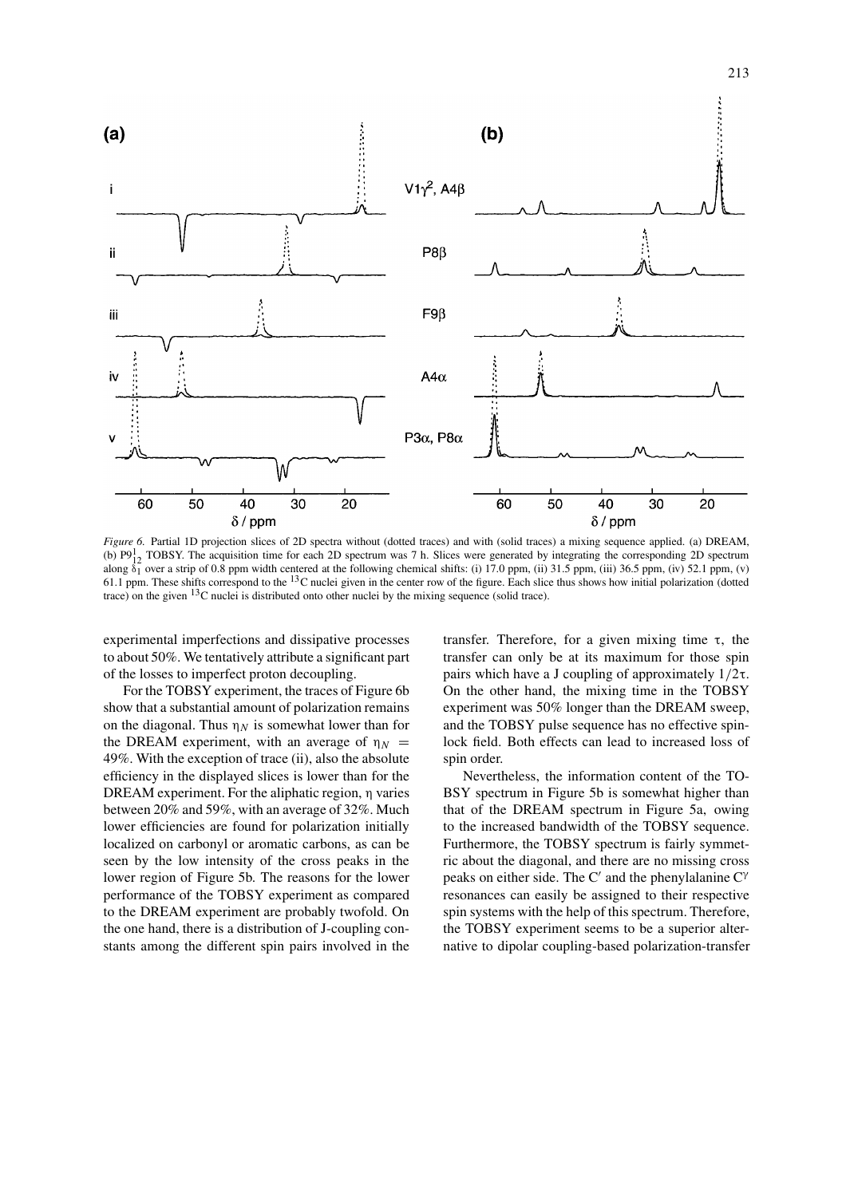*Figure 6.* Partial 1D projection slices of 2D spectra without (dotted traces) and with (solid traces) a mixing sequence applied. (a) DREAM, (b) $P9^1_{12}$ TOBSY. The acquisition time for each 2D spectrum was 7 h. Slices were generated by integrating the corresponding 2D spectrum along $\delta_1$ over a strip of 0.8 ppm width centered at the following chemical shifts: (i) 17.0 ppm, (ii) 31.5 ppm, (iii) 36.5 ppm, (iv) 52.1 ppm, (v) 61.1 ppm. These shifts correspond to the $^{13}$C nuclei given in the center row of the figure. Each slice thus shows how initial polarization (dotted trace) on the given $^{13}$C nuclei is distributed onto other nuclei by the mixing sequence (solid trace).

experimental imperfections and dissipative processes to about 50%. We tentatively attribute a significant part of the losses to imperfect proton decoupling.

For the TOBSY experiment, the traces of Figure 6b show that a substantial amount of polarization remains on the diagonal. Thus $\eta_N$ is somewhat lower than for the DREAM experiment, with an average of $\eta_N = 49\%$. With the exception of trace (ii), also the absolute efficiency in the displayed slices is lower than for the DREAM experiment. For the aliphatic region, $\eta$ varies between 20% and 59%, with an average of 32%. Much lower efficiencies are found for polarization initially localized on carbonyl or aromatic carbons, as can be seen by the low intensity of the cross peaks in the lower region of Figure 5b. The reasons for the lower performance of the TOBSY experiment as compared to the DREAM experiment are probably twofold. On the one hand, there is a distribution of J-coupling constants among the different spin pairs involved in the transfer. Therefore, for a given mixing time $\tau$, the transfer can only be at its maximum for those spin pairs which have a J coupling of approximately $1/2\tau$. On the other hand, the mixing time in the TOBSY experiment was 50% longer than the DREAM sweep, and the TOBSY pulse sequence has no effective spin-lock field. Both effects can lead to increased loss of spin order.

Nevertheless, the information content of the TOBSY spectrum in Figure 5b is somewhat higher than that of the DREAM spectrum in Figure 5a, owing to the increased bandwidth of the TOBSY sequence. Furthermore, the TOBSY spectrum is fairly symmetric about the diagonal, and there are no missing cross peaks on either side. The C′ and the phenylalanine $C^{\gamma}$ resonances can easily be assigned to their respective spin systems with the help of this spectrum. Therefore, the TOBSY experiment seems to be a superior alternative to dipolar coupling-based polarization-transfer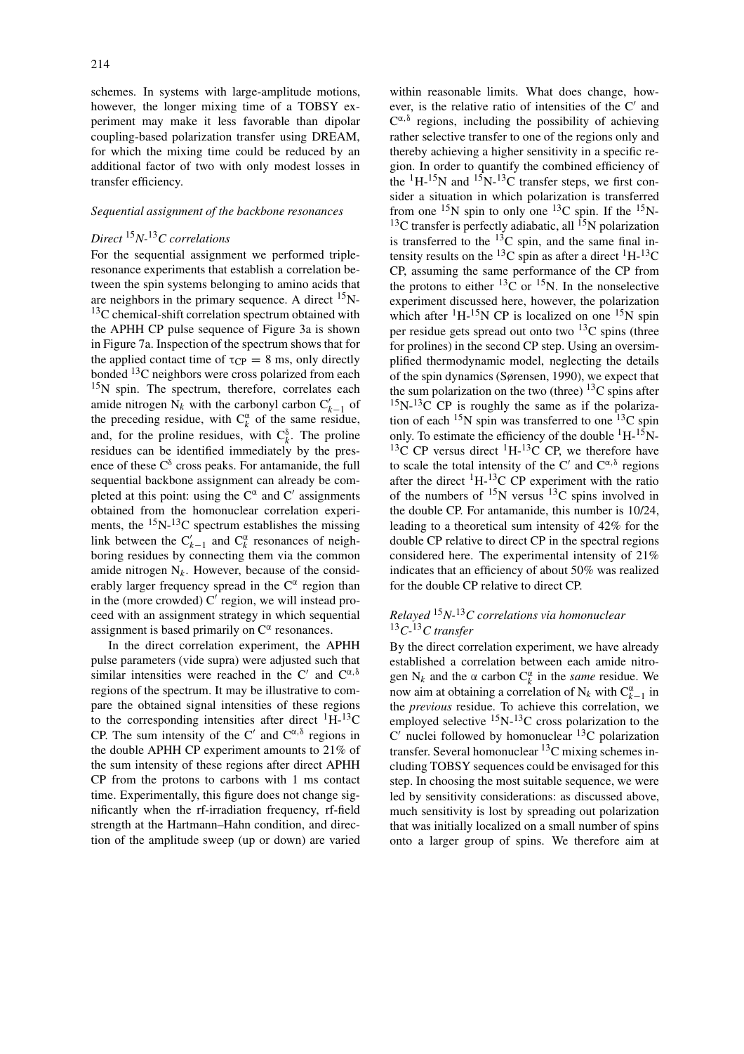schemes. In systems with large-amplitude motions, however, the longer mixing time of a TOBSY experiment may make it less favorable than dipolar coupling-based polarization transfer using DREAM, for which the mixing time could be reduced by an additional factor of two with only modest losses in transfer efficiency.

### *Sequential assignment of the backbone resonances*

#### *Direct $^{15}N$-$^{13}C$ correlations*

For the sequential assignment we performed triple-resonance experiments that establish a correlation between the spin systems belonging to amino acids that are neighbors in the primary sequence. A direct $^{15}$N-$^{13}$C chemical-shift correlation spectrum obtained with the APHH CP pulse sequence of Figure 3a is shown in Figure 7a. Inspection of the spectrum shows that for the applied contact time of $\tau_{CP} = 8$ ms, only directly bonded $^{13}$C neighbors were cross polarized from each $^{15}$N spin. The spectrum, therefore, correlates each amide nitrogen $N_k$ with the carbonyl carbon $C'_{k-1}$ of the preceding residue, with $C^{\alpha}_k$ of the same residue, and, for the proline residues, with $C^{\delta}_k$. The proline residues can be identified immediately by the presence of these $C^{\delta}$ cross peaks. For antamanide, the full sequential backbone assignment can already be completed at this point: using the $C^{\alpha}$ and $C'$ assignments obtained from the homonuclear correlation experiments, the $^{15}$N-$^{13}$C spectrum establishes the missing link between the $C'_{k-1}$ and $C^{\alpha}_k$ resonances of neighboring residues by connecting them via the common amide nitrogen $N_k$. However, because of the considerably larger frequency spread in the $C^{\alpha}$ region than in the (more crowded) $C'$ region, we will instead proceed with an assignment strategy in which sequential assignment is based primarily on $C^{\alpha}$ resonances.

In the direct correlation experiment, the APHH pulse parameters (vide supra) were adjusted such that similar intensities were reached in the $C'$ and $C^{\alpha,\delta}$ regions of the spectrum. It may be illustrative to compare the obtained signal intensities of these regions to the corresponding intensities after direct $^{1}$H-$^{13}$C CP. The sum intensity of the $C'$ and $C^{\alpha,\delta}$ regions in the double APHH CP experiment amounts to 21% of the sum intensity of these regions after direct APHH CP from the protons to carbons with 1 ms contact time. Experimentally, this figure does not change significantly when the rf-irradiation frequency, rf-field strength at the Hartmann–Hahn condition, and direction of the amplitude sweep (up or down) are varied within reasonable limits. What does change, however, is the relative ratio of intensities of the $C'$ and $C^{\alpha,\delta}$ regions, including the possibility of achieving rather selective transfer to one of the regions only and thereby achieving a higher sensitivity in a specific region. In order to quantify the combined efficiency of the $^{1}$H-$^{15}$N and $^{15}$N-$^{13}$C transfer steps, we first consider a situation in which polarization is transferred from one $^{15}$N spin to only one $^{13}$C spin. If the $^{15}$N-$^{13}$C transfer is perfectly adiabatic, all $^{15}$N polarization is transferred to the $^{13}$C spin, and the same final intensity results on the $^{13}$C spin as after a direct $^{1}$H-$^{13}$C CP, assuming the same performance of the CP from the protons to either $^{13}$C or $^{15}$N. In the nonselective experiment discussed here, however, the polarization which after $^{1}$H-$^{15}$N CP is localized on one $^{15}$N spin per residue gets spread out onto two $^{13}$C spins (three for prolines) in the second CP step. Using an oversimplified thermodynamic model, neglecting the details of the spin dynamics (Sørensen, 1990), we expect that the sum polarization on the two (three) $^{13}$C spins after $^{15}$N-$^{13}$C CP is roughly the same as if the polarization of each $^{15}$N spin was transferred to one $^{13}$C spin only. To estimate the efficiency of the double $^{1}$H-$^{15}$N-$^{13}$C CP versus direct $^{1}$H-$^{13}$C CP, we therefore have to scale the total intensity of the $C'$ and $C^{\alpha,\delta}$ regions after the direct $^{1}$H-$^{13}$C CP experiment with the ratio of the numbers of $^{15}$N versus $^{13}$C spins involved in the double CP. For antamanide, this number is 10/24, leading to a theoretical sum intensity of 42% for the double CP relative to direct CP in the spectral regions considered here. The experimental intensity of 21% indicates that an efficiency of about 50% was realized for the double CP relative to direct CP.

#### *Relayed $^{15}N$-$^{13}C$ correlations via homonuclear $^{13}C$-$^{13}C$ transfer*

By the direct correlation experiment, we have already established a correlation between each amide nitrogen $N_k$ and the α carbon $C^{\alpha}_k$ in the *same* residue. We now aim at obtaining a correlation of $N_k$ with $C^{\alpha}_{k-1}$ in the *previous* residue. To achieve this correlation, we employed selective $^{15}$N-$^{13}$C cross polarization to the $C'$ nuclei followed by homonuclear $^{13}$C polarization transfer. Several homonuclear $^{13}$C mixing schemes including TOBSY sequences could be envisaged for this step. In choosing the most suitable sequence, we were led by sensitivity considerations: as discussed above, much sensitivity is lost by spreading out polarization that was initially localized on a small number of spins onto a larger group of spins. We therefore aim at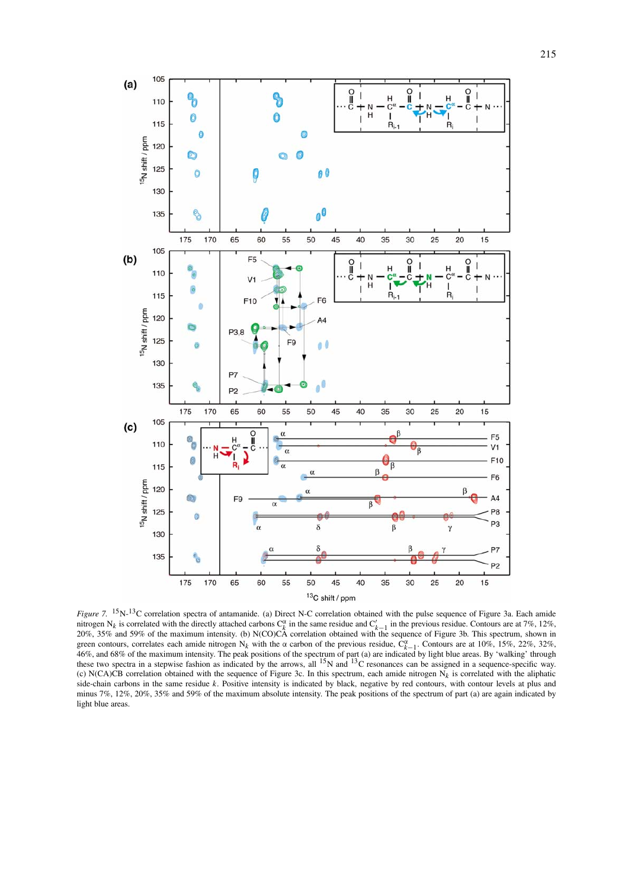*Figure 7.* $^{15}$N-$^{13}$C correlation spectra of antamanide. (a) Direct N-C correlation obtained with the pulse sequence of Figure 3a. Each amide nitrogen $N_k$ is correlated with the directly attached carbons $C_k^{\alpha}$ in the same residue and $C'_{k-1}$ in the previous residue. Contours are at 7%, 12%, 20%, 35% and 59% of the maximum intensity. (b) N(CO)CA correlation obtained with the sequence of Figure 3b. This spectrum, shown in green contours, correlates each amide nitrogen $N_k$ with the α carbon of the previous residue, $C_{k-1}^{\alpha}$. Contours are at 10%, 15%, 22%, 32%, 46%, and 68% of the maximum intensity. The peak positions of the spectrum of part (a) are indicated by light blue areas. By 'walking' through these two spectra in a stepwise fashion as indicated by the arrows, all $^{15}$N and $^{13}$C resonances can be assigned in a sequence-specific way. (c) N(CA)CB correlation obtained with the sequence of Figure 3c. In this spectrum, each amide nitrogen $N_k$ is correlated with the aliphatic side-chain carbons in the same residue $k$. Positive intensity is indicated by black, negative by red contours, with contour levels at plus and minus 7%, 12%, 20%, 35% and 59% of the maximum absolute intensity. The peak positions of the spectrum of part (a) are again indicated by light blue areas.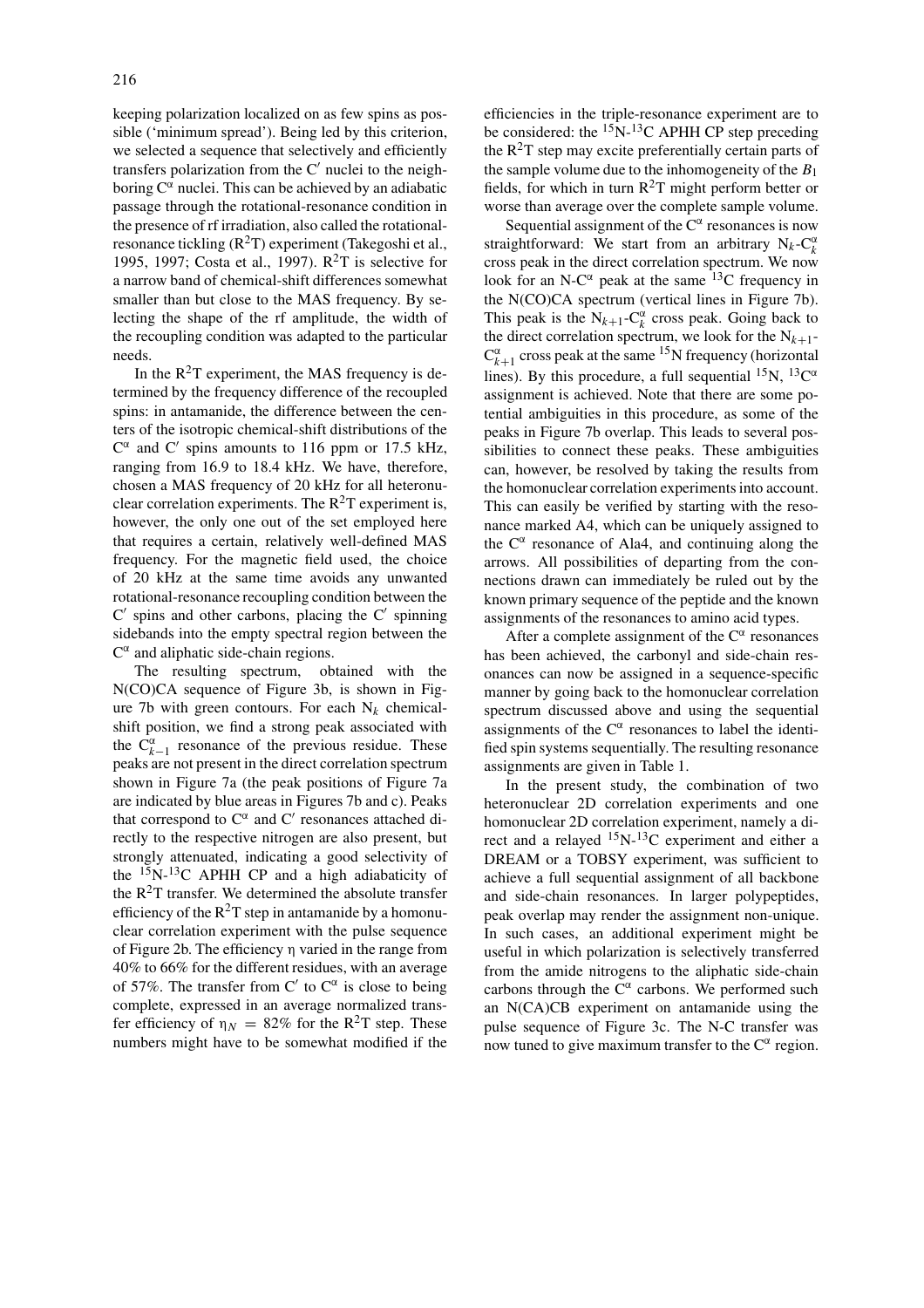keeping polarization localized on as few spins as possible ('minimum spread'). Being led by this criterion, we selected a sequence that selectively and efficiently transfers polarization from the C′ nuclei to the neighboring $C^{\alpha}$ nuclei. This can be achieved by an adiabatic passage through the rotational-resonance condition in the presence of rf irradiation, also called the rotational-resonance tickling ($R^2T$) experiment (Takegoshi et al., 1995, 1997; Costa et al., 1997). $R^2T$ is selective for a narrow band of chemical-shift differences somewhat smaller than but close to the MAS frequency. By selecting the shape of the rf amplitude, the width of the recoupling condition was adapted to the particular needs.

In the $R^2T$ experiment, the MAS frequency is determined by the frequency difference of the recoupled spins: in antamanide, the difference between the centers of the isotropic chemical-shift distributions of the $C^{\alpha}$ and C′ spins amounts to 116 ppm or 17.5 kHz, ranging from 16.9 to 18.4 kHz. We have, therefore, chosen a MAS frequency of 20 kHz for all heteronuclear correlation experiments. The $R^2T$ experiment is, however, the only one out of the set employed here that requires a certain, relatively well-defined MAS frequency. For the magnetic field used, the choice of 20 kHz at the same time avoids any unwanted rotational-resonance recoupling condition between the C′ spins and other carbons, placing the C′ spinning sidebands into the empty spectral region between the $C^{\alpha}$ and aliphatic side-chain regions.

The resulting spectrum, obtained with the N(CO)CA sequence of Figure 3b, is shown in Figure 7b with green contours. For each $N_k$ chemical-shift position, we find a strong peak associated with the $C^{\alpha}_{k-1}$ resonance of the previous residue. These peaks are not present in the direct correlation spectrum shown in Figure 7a (the peak positions of Figure 7a are indicated by blue areas in Figures 7b and c). Peaks that correspond to $C^{\alpha}$ and C′ resonances attached directly to the respective nitrogen are also present, but strongly attenuated, indicating a good selectivity of the $^{15}$N-$^{13}$C APHH CP and a high adiabaticity of the $R^2T$ transfer. We determined the absolute transfer efficiency of the $R^2T$ step in antamanide by a homonuclear correlation experiment with the pulse sequence of Figure 2b. The efficiency η varied in the range from 40% to 66% for the different residues, with an average of 57%. The transfer from C′ to $C^{\alpha}$ is close to being complete, expressed in an average normalized transfer efficiency of $\eta_N = 82\%$ for the $R^2T$ step. These numbers might have to be somewhat modified if the efficiencies in the triple-resonance experiment are to be considered: the $^{15}$N-$^{13}$C APHH CP step preceding the $R^2T$ step may excite preferentially certain parts of the sample volume due to the inhomogeneity of the $B_1$ fields, for which in turn $R^2T$ might perform better or worse than average over the complete sample volume.

Sequential assignment of the $C^{\alpha}$ resonances is now straightforward: We start from an arbitrary $N_k$-$C^{\alpha}_k$ cross peak in the direct correlation spectrum. We now look for an N-$C^{\alpha}$ peak at the same $^{13}$C frequency in the N(CO)CA spectrum (vertical lines in Figure 7b). This peak is the $N_{k+1}$-$C^{\alpha}_k$ cross peak. Going back to the direct correlation spectrum, we look for the $N_{k+1}$-$C^{\alpha}_{k+1}$ cross peak at the same $^{15}$N frequency (horizontal lines). By this procedure, a full sequential $^{15}$N, $^{13}C^{\alpha}$ assignment is achieved. Note that there are some potential ambiguities in this procedure, as some of the peaks in Figure 7b overlap. This leads to several possibilities to connect these peaks. These ambiguities can, however, be resolved by taking the results from the homonuclear correlation experiments into account. This can easily be verified by starting with the resonance marked A4, which can be uniquely assigned to the $C^{\alpha}$ resonance of Ala4, and continuing along the arrows. All possibilities of departing from the connections drawn can immediately be ruled out by the known primary sequence of the peptide and the known assignments of the resonances to amino acid types.

After a complete assignment of the $C^{\alpha}$ resonances has been achieved, the carbonyl and side-chain resonances can now be assigned in a sequence-specific manner by going back to the homonuclear correlation spectrum discussed above and using the sequential assignments of the $C^{\alpha}$ resonances to label the identified spin systems sequentially. The resulting resonance assignments are given in Table 1.

In the present study, the combination of two heteronuclear 2D correlation experiments and one homonuclear 2D correlation experiment, namely a direct and a relayed $^{15}$N-$^{13}$C experiment and either a DREAM or a TOBSY experiment, was sufficient to achieve a full sequential assignment of all backbone and side-chain resonances. In larger polypeptides, peak overlap may render the assignment non-unique. In such cases, an additional experiment might be useful in which polarization is selectively transferred from the amide nitrogens to the aliphatic side-chain carbons through the $C^{\alpha}$ carbons. We performed such an N(CA)CB experiment on antamanide using the pulse sequence of Figure 3c. The N-C transfer was now tuned to give maximum transfer to the $C^{\alpha}$ region.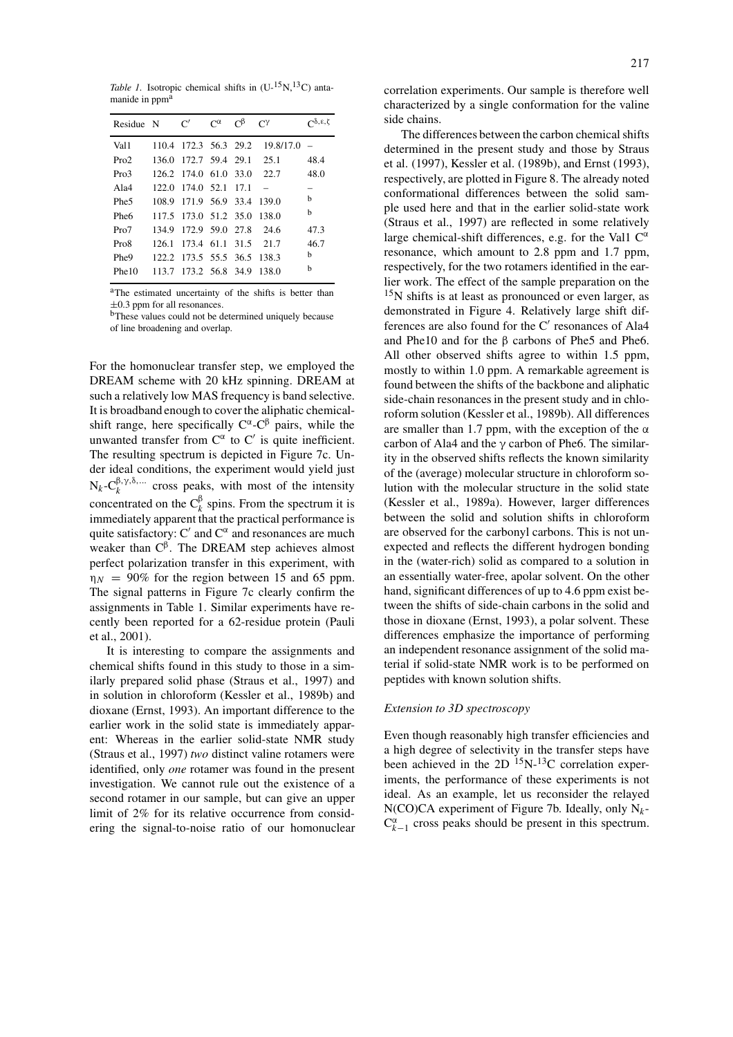*Table 1.* Isotropic chemical shifts in (U-$^{15}N$,$^{13}C$) antamanide in ppm[a]

| Residue | N | C′ | $C^{\alpha}$ | $C^{\beta}$ | $C^{\gamma}$ | $C^{\delta,\varepsilon,\zeta}$ |
|---|---|---|---|---|---|---|
| Val1 | 110.4 | 172.3 | 56.3 | 29.2 | 19.8/17.0 | – |
| Pro2 | 136.0 | 172.7 | 59.4 | 29.1 | 25.1 | 48.4 |
| Pro3 | 126.2 | 174.0 | 61.0 | 33.0 | 22.7 | 48.0 |
| Ala4 | 122.0 | 174.0 | 52.1 | 17.1 | – | – |
| Phe5 | 108.9 | 171.9 | 56.9 | 33.4 | 139.0 | b |
| Phe6 | 117.5 | 173.0 | 51.2 | 35.0 | 138.0 | b |
| Pro7 | 134.9 | 172.9 | 59.0 | 27.8 | 24.6 | 47.3 |
| Pro8 | 126.1 | 173.4 | 61.1 | 31.5 | 21.7 | 46.7 |
| Phe9 | 122.2 | 173.5 | 55.5 | 36.5 | 138.3 | b |
| Phe10 | 113.7 | 173.2 | 56.8 | 34.9 | 138.0 | b |

[a]The estimated uncertainty of the shifts is better than ±0.3 ppm for all resonances.
[b]These values could not be determined uniquely because of line broadening and overlap.

For the homonuclear transfer step, we employed the DREAM scheme with 20 kHz spinning. DREAM at such a relatively low MAS frequency is band selective. It is broadband enough to cover the aliphatic chemical-shift range, here specifically $C^{\alpha}$-$C^{\beta}$ pairs, while the unwanted transfer from $C^{\alpha}$ to C′ is quite inefficient. The resulting spectrum is depicted in Figure 7c. Under ideal conditions, the experiment would yield just $N_k$-$C_k^{\beta,\gamma,\delta,...}$ cross peaks, with most of the intensity concentrated on the $C_k^{\beta}$ spins. From the spectrum it is immediately apparent that the practical performance is quite satisfactory: C′ and $C^{\alpha}$ and resonances are much weaker than $C^{\beta}$. The DREAM step achieves almost perfect polarization transfer in this experiment, with $\eta_N = 90\%$ for the region between 15 and 65 ppm. The signal patterns in Figure 7c clearly confirm the assignments in Table 1. Similar experiments have recently been reported for a 62-residue protein (Pauli et al., 2001).

It is interesting to compare the assignments and chemical shifts found in this study to those in a similarly prepared solid phase (Straus et al., 1997) and in solution in chloroform (Kessler et al., 1989b) and dioxane (Ernst, 1993). An important difference to the earlier work in the solid state is immediately apparent: Whereas in the earlier solid-state NMR study (Straus et al., 1997) *two* distinct valine rotamers were identified, only *one* rotamer was found in the present investigation. We cannot rule out the existence of a second rotamer in our sample, but can give an upper limit of 2% for its relative occurrence from considering the signal-to-noise ratio of our homonuclear correlation experiments. Our sample is therefore well characterized by a single conformation for the valine side chains.

The differences between the carbon chemical shifts determined in the present study and those by Straus et al. (1997), Kessler et al. (1989b), and Ernst (1993), respectively, are plotted in Figure 8. The already noted conformational differences between the solid sample used here and that in the earlier solid-state work (Straus et al., 1997) are reflected in some relatively large chemical-shift differences, e.g. for the Val1 $C^{\alpha}$ resonance, which amount to 2.8 ppm and 1.7 ppm, respectively, for the two rotamers identified in the earlier work. The effect of the sample preparation on the $^{15}N$ shifts is at least as pronounced or even larger, as demonstrated in Figure 4. Relatively large shift differences are also found for the C′ resonances of Ala4 and Phe10 and for the β carbons of Phe5 and Phe6. All other observed shifts agree to within 1.5 ppm, mostly to within 1.0 ppm. A remarkable agreement is found between the shifts of the backbone and aliphatic side-chain resonances in the present study and in chloroform solution (Kessler et al., 1989b). All differences are smaller than 1.7 ppm, with the exception of the α carbon of Ala4 and the γ carbon of Phe6. The similarity in the observed shifts reflects the known similarity of the (average) molecular structure in chloroform solution with the molecular structure in the solid state (Kessler et al., 1989a). However, larger differences between the solid and solution shifts in chloroform are observed for the carbonyl carbons. This is not unexpected and reflects the different hydrogen bonding in the (water-rich) solid as compared to a solution in an essentially water-free, apolar solvent. On the other hand, significant differences of up to 4.6 ppm exist between the shifts of side-chain carbons in the solid and those in dioxane (Ernst, 1993), a polar solvent. These differences emphasize the importance of performing an independent resonance assignment of the solid material if solid-state NMR work is to be performed on peptides with known solution shifts.

### *Extension to 3D spectroscopy*

Even though reasonably high transfer efficiencies and a high degree of selectivity in the transfer steps have been achieved in the 2D $^{15}N$-$^{13}C$ correlation experiments, the performance of these experiments is not ideal. As an example, let us reconsider the relayed N(CO)CA experiment of Figure 7b. Ideally, only $N_k$-$C_{k-1}^{\alpha}$ cross peaks should be present in this spectrum.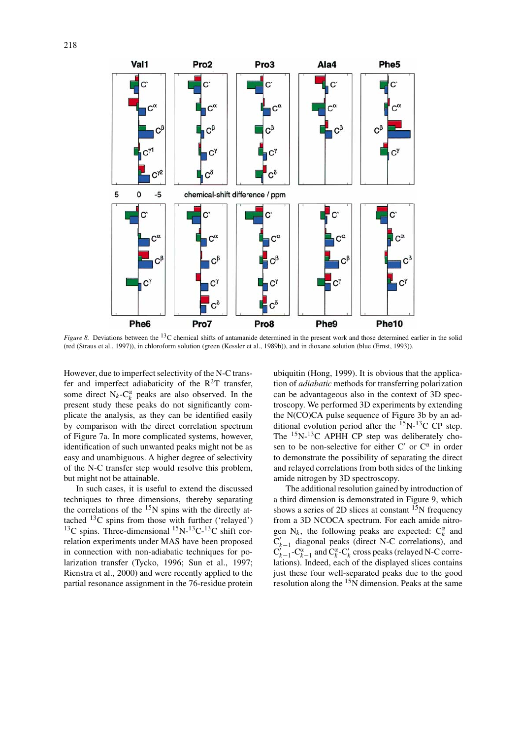*Figure 8.* Deviations between the $^{13}$C chemical shifts of antamanide determined in the present work and those determined earlier in the solid (red (Straus et al., 1997)), in chloroform solution (green (Kessler et al., 1989b)), and in dioxane solution (blue (Ernst, 1993)).

However, due to imperfect selectivity of the N-C transfer and imperfect adiabaticity of the R$^2$T transfer, some direct $N_k$-$C_k^\alpha$ peaks are also observed. In the present study these peaks do not significantly complicate the analysis, as they can be identified easily by comparison with the direct correlation spectrum of Figure 7a. In more complicated systems, however, identification of such unwanted peaks might not be as easy and unambiguous. A higher degree of selectivity of the N-C transfer step would resolve this problem, but might not be attainable.

In such cases, it is useful to extend the discussed techniques to three dimensions, thereby separating the correlations of the $^{15}$N spins with the directly attached $^{13}$C spins from those with further ('relayed') $^{13}$C spins. Three-dimensional $^{15}$N-$^{13}$C-$^{13}$C shift correlation experiments under MAS have been proposed in connection with non-adiabatic techniques for polarization transfer (Tycko, 1996; Sun et al., 1997; Rienstra et al., 2000) and were recently applied to the partial resonance assignment in the 76-residue protein ubiquitin (Hong, 1999). It is obvious that the application of *adiabatic* methods for transferring polarization can be advantageous also in the context of 3D spectroscopy. We performed 3D experiments by extending the N(CO)CA pulse sequence of Figure 3b by an additional evolution period after the $^{15}$N-$^{13}$C CP step. The $^{15}$N-$^{13}$C APHH CP step was deliberately chosen to be non-selective for either C′ or C$^\alpha$ in order to demonstrate the possibility of separating the direct and relayed correlations from both sides of the linking amide nitrogen by 3D spectroscopy.

The additional resolution gained by introduction of a third dimension is demonstrated in Figure 9, which shows a series of 2D slices at constant $^{15}$N frequency from a 3D NCOCA spectrum. For each amide nitrogen $N_k$, the following peaks are expected: $C_k^\alpha$ and $C'_{k-1}$ diagonal peaks (direct N-C correlations), and $C'_{k-1}$-$C_{k-1}^\alpha$ and $C_k^\alpha$-$C'_k$ cross peaks (relayed N-C correlations). Indeed, each of the displayed slices contains just these four well-separated peaks due to the good resolution along the $^{15}$N dimension. Peaks at the same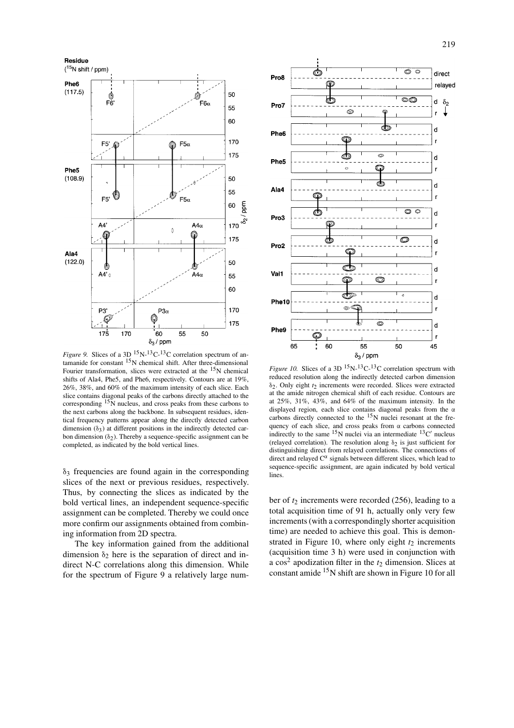*Figure 9.* Slices of a 3D $^{15}$N-$^{13}$C-$^{13}$C correlation spectrum of antamanide for constant $^{15}$N chemical shift. After three-dimensional Fourier transformation, slices were extracted at the $^{15}$N chemical shifts of Ala4, Phe5, and Phe6, respectively. Contours are at 19%, 26%, 38%, and 60% of the maximum intensity of each slice. Each slice contains diagonal peaks of the carbons directly attached to the corresponding $^{15}$N nucleus, and cross peaks from these carbons to the next carbons along the backbone. In subsequent residues, identical frequency patterns appear along the directly detected carbon dimension ($\delta_3$) at different positions in the indirectly detected carbon dimension ($\delta_2$). Thereby a sequence-specific assignment can be completed, as indicated by the bold vertical lines.

*Figure 10.* Slices of a 3D $^{15}$N-$^{13}$C-$^{13}$C correlation spectrum with reduced resolution along the indirectly detected carbon dimension $\delta_2$. Only eight $t_2$ increments were recorded. Slices were extracted at the amide nitrogen chemical shift of each residue. Contours are at 25%, 31%, 43%, and 64% of the maximum intensity. In the displayed region, each slice contains diagonal peaks from the $\alpha$ carbons directly connected to the $^{15}$N nuclei resonant at the frequency of each slice, and cross peaks from $\alpha$ carbons connected indirectly to the same $^{15}$N nuclei via an intermediate $^{13}$C′ nucleus (relayed correlation). The resolution along $\delta_2$ is just sufficient for distinguishing direct from relayed correlations. The connections of direct and relayed C$^{\alpha}$ signals between different slices, which lead to sequence-specific assignment, are again indicated by bold vertical lines.

$\delta_3$ frequencies are found again in the corresponding slices of the next or previous residues, respectively. Thus, by connecting the slices as indicated by the bold vertical lines, an independent sequence-specific assignment can be completed. Thereby we could once more confirm our assignments obtained from combining information from 2D spectra.

The key information gained from the additional dimension $\delta_2$ here is the separation of direct and indirect N-C correlations along this dimension. While for the spectrum of Figure 9 a relatively large number of $t_2$ increments were recorded (256), leading to a total acquisition time of 91 h, actually only very few increments (with a correspondingly shorter acquisition time) are needed to achieve this goal. This is demonstrated in Figure 10, where only eight $t_2$ increments (acquisition time 3 h) were used in conjunction with a $\cos^2$ apodization filter in the $t_2$ dimension. Slices at constant amide $^{15}$N shift are shown in Figure 10 for all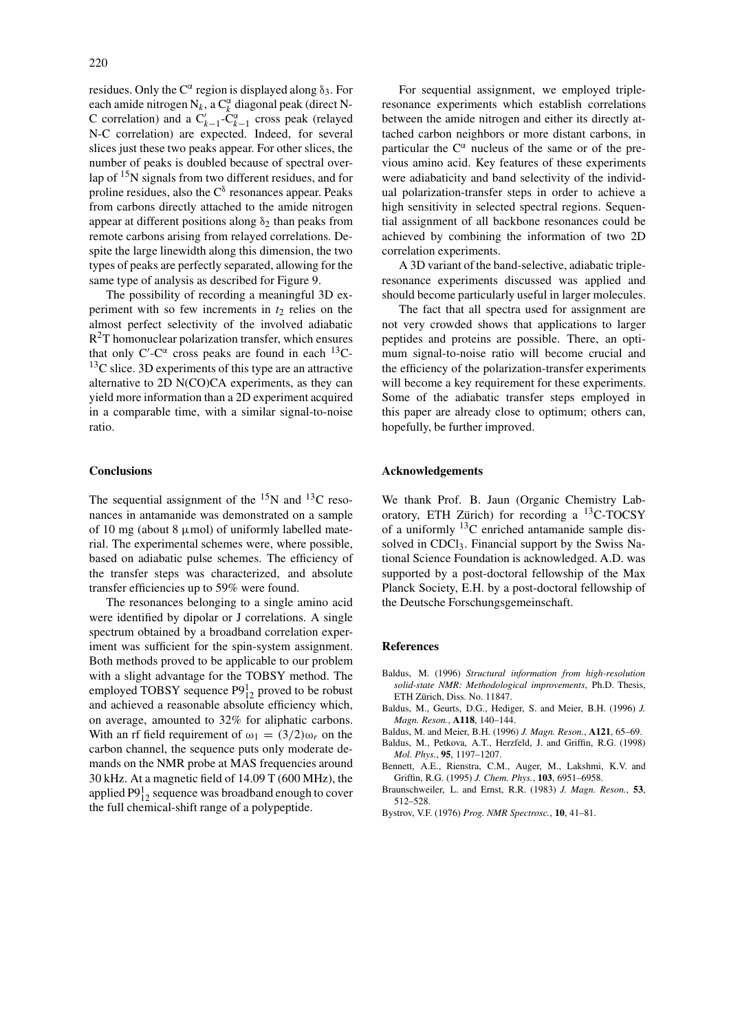residues. Only the $C^{\alpha}$ region is displayed along $\delta_3$. For each amide nitrogen $N_k$, a $C_k^{\alpha}$ diagonal peak (direct N-C correlation) and a $C'_{k-1}$-$C_{k-1}^{\alpha}$ cross peak (relayed N-C correlation) are expected. Indeed, for several slices just these two peaks appear. For other slices, the number of peaks is doubled because of spectral overlap of $^{15}N$ signals from two different residues, and for proline residues, also the $C^{\delta}$ resonances appear. Peaks from carbons directly attached to the amide nitrogen appear at different positions along $\delta_2$ than peaks from remote carbons arising from relayed correlations. Despite the large linewidth along this dimension, the two types of peaks are perfectly separated, allowing for the same type of analysis as described for Figure 9.

The possibility of recording a meaningful 3D experiment with so few increments in $t_2$ relies on the almost perfect selectivity of the involved adiabatic $R^2T$ homonuclear polarization transfer, which ensures that only $C'$-$C^{\alpha}$ cross peaks are found in each $^{13}C$-$^{13}C$ slice. 3D experiments of this type are an attractive alternative to 2D N(CO)CA experiments, as they can yield more information than a 2D experiment acquired in a comparable time, with a similar signal-to-noise ratio.

## Conclusions

The sequential assignment of the $^{15}N$ and $^{13}C$ resonances in antamanide was demonstrated on a sample of 10 mg (about 8 μmol) of uniformly labelled material. The experimental schemes were, where possible, based on adiabatic pulse schemes. The efficiency of the transfer steps was characterized, and absolute transfer efficiencies up to 59% were found.

The resonances belonging to a single amino acid were identified by dipolar or J correlations. A single spectrum obtained by a broadband correlation experiment was sufficient for the spin-system assignment. Both methods proved to be applicable to our problem with a slight advantage for the TOBSY method. The employed TOBSY sequence $P9_{12}^{1}$ proved to be robust and achieved a reasonable absolute efficiency which, on average, amounted to 32% for aliphatic carbons. With an rf field requirement of $\omega_1 = (3/2)\omega_r$ on the carbon channel, the sequence puts only moderate demands on the NMR probe at MAS frequencies around 30 kHz. At a magnetic field of 14.09 T (600 MHz), the applied $P9_{12}^{1}$ sequence was broadband enough to cover the full chemical-shift range of a polypeptide.

For sequential assignment, we employed triple-resonance experiments which establish correlations between the amide nitrogen and either its directly attached carbon neighbors or more distant carbons, in particular the $C^{\alpha}$ nucleus of the same or of the previous amino acid. Key features of these experiments were adiabaticity and band selectivity of the individual polarization-transfer steps in order to achieve a high sensitivity in selected spectral regions. Sequential assignment of all backbone resonances could be achieved by combining the information of two 2D correlation experiments.

A 3D variant of the band-selective, adiabatic triple-resonance experiments discussed was applied and should become particularly useful in larger molecules.

The fact that all spectra used for assignment are not very crowded shows that applications to larger peptides and proteins are possible. There, an optimum signal-to-noise ratio will become crucial and the efficiency of the polarization-transfer experiments will become a key requirement for these experiments. Some of the adiabatic transfer steps employed in this paper are already close to optimum; others can, hopefully, be further improved.

## Acknowledgements

We thank Prof. B. Jaun (Organic Chemistry Laboratory, ETH Zürich) for recording a $^{13}C$-TOCSY of a uniformly $^{13}C$ enriched antamanide sample dissolved in $CDCl_3$. Financial support by the Swiss National Science Foundation is acknowledged. A.D. was supported by a post-doctoral fellowship of the Max Planck Society, E.H. by a post-doctoral fellowship of the Deutsche Forschungsgemeinschaft.

## References

Baldus, M. (1996) *Structural information from high-resolution solid-state NMR: Methodological improvements*, Ph.D. Thesis, ETH Zürich, Diss. No. 11847.

Baldus, M., Geurts, D.G., Hediger, S. and Meier, B.H. (1996) *J. Magn. Reson.*, **A118**, 140–144.

Baldus, M. and Meier, B.H. (1996) *J. Magn. Reson.*, **A121**, 65–69.

Baldus, M., Petkova, A.T., Herzfeld, J. and Griffin, R.G. (1998) *Mol. Phys.*, **95**, 1197–1207.

Bennett, A.E., Rienstra, C.M., Auger, M., Lakshmi, K.V. and Griffin, R.G. (1995) *J. Chem. Phys.*, **103**, 6951–6958.

Braunschweiler, L. and Ernst, R.R. (1983) *J. Magn. Reson.*, **53**, 512–528.

Bystrov, V.F. (1976) *Prog. NMR Spectrosc.*, **10**, 41–81.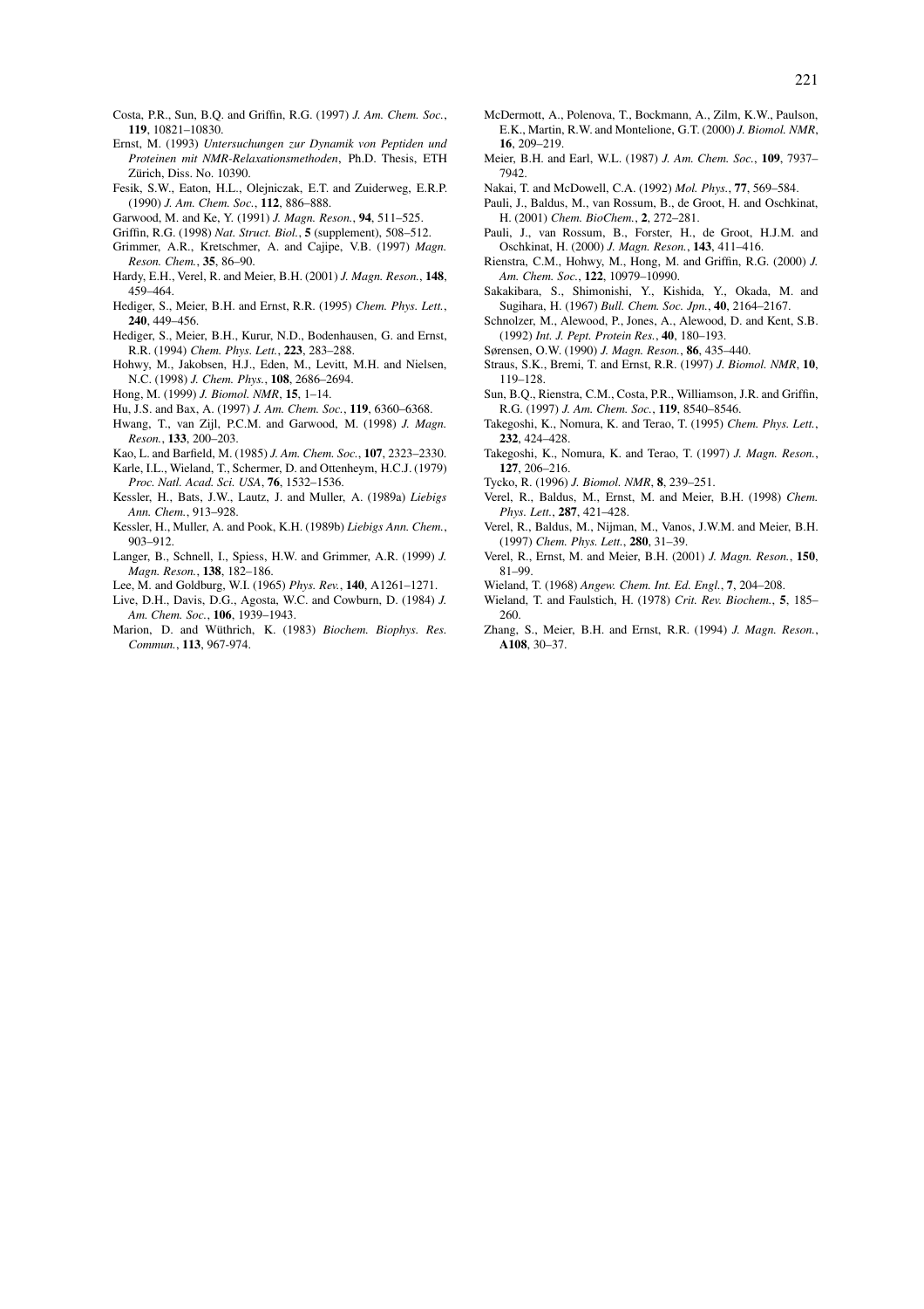Costa, P.R., Sun, B.Q. and Griffin, R.G. (1997) *J. Am. Chem. Soc.*, **119**, 10821–10830.

Ernst, M. (1993) *Untersuchungen zur Dynamik von Peptiden und Proteinen mit NMR-Relaxationsmethoden*, Ph.D. Thesis, ETH Zürich, Diss. No. 10390.

Fesik, S.W., Eaton, H.L., Olejniczak, E.T. and Zuiderweg, E.R.P. (1990) *J. Am. Chem. Soc.*, **112**, 886–888.

Garwood, M. and Ke, Y. (1991) *J. Magn. Reson.*, **94**, 511–525.

Griffin, R.G. (1998) *Nat. Struct. Biol.*, **5** (supplement), 508–512.

Grimmer, A.R., Kretschmer, A. and Cajipe, V.B. (1997) *Magn. Reson. Chem.*, **35**, 86–90.

Hardy, E.H., Verel, R. and Meier, B.H. (2001) *J. Magn. Reson.*, **148**, 459–464.

Hediger, S., Meier, B.H. and Ernst, R.R. (1995) *Chem. Phys. Lett.*, **240**, 449–456.

Hediger, S., Meier, B.H., Kurur, N.D., Bodenhausen, G. and Ernst, R.R. (1994) *Chem. Phys. Lett.*, **223**, 283–288.

Hohwy, M., Jakobsen, H.J., Eden, M., Levitt, M.H. and Nielsen, N.C. (1998) *J. Chem. Phys.*, **108**, 2686–2694.

Hong, M. (1999) *J. Biomol. NMR*, **15**, 1–14.

Hu, J.S. and Bax, A. (1997) *J. Am. Chem. Soc.*, **119**, 6360–6368.

Hwang, T., van Zijl, P.C.M. and Garwood, M. (1998) *J. Magn. Reson.*, **133**, 200–203.

Kao, L. and Barfield, M. (1985) *J. Am. Chem. Soc.*, **107**, 2323–2330.

Karle, I.L., Wieland, T., Schermer, D. and Ottenheym, H.C.J. (1979) *Proc. Natl. Acad. Sci. USA*, **76**, 1532–1536.

Kessler, H., Bats, J.W., Lautz, J. and Muller, A. (1989a) *Liebigs Ann. Chem.*, 913–928.

Kessler, H., Muller, A. and Pook, K.H. (1989b) *Liebigs Ann. Chem.*, 903–912.

Langer, B., Schnell, I., Spiess, H.W. and Grimmer, A.R. (1999) *J. Magn. Reson.*, **138**, 182–186.

Lee, M. and Goldburg, W.I. (1965) *Phys. Rev.*, **140**, A1261–1271.

Live, D.H., Davis, D.G., Agosta, W.C. and Cowburn, D. (1984) *J. Am. Chem. Soc.*, **106**, 1939–1943.

Marion, D. and Wüthrich, K. (1983) *Biochem. Biophys. Res. Commun.*, **113**, 967-974.

McDermott, A., Polenova, T., Bockmann, A., Zilm, K.W., Paulson, E.K., Martin, R.W. and Montelione, G.T. (2000) *J. Biomol. NMR*, **16**, 209–219.

Meier, B.H. and Earl, W.L. (1987) *J. Am. Chem. Soc.*, **109**, 7937–7942.

Nakai, T. and McDowell, C.A. (1992) *Mol. Phys.*, **77**, 569–584.

Pauli, J., Baldus, M., van Rossum, B., de Groot, H. and Oschkinat, H. (2001) *Chem. BioChem.*, **2**, 272–281.

Pauli, J., van Rossum, B., Forster, H., de Groot, H.J.M. and Oschkinat, H. (2000) *J. Magn. Reson.*, **143**, 411–416.

Rienstra, C.M., Hohwy, M., Hong, M. and Griffin, R.G. (2000) *J. Am. Chem. Soc.*, **122**, 10979–10990.

Sakakibara, S., Shimonishi, Y., Kishida, Y., Okada, M. and Sugihara, H. (1967) *Bull. Chem. Soc. Jpn.*, **40**, 2164–2167.

Schnolzer, M., Alewood, P., Jones, A., Alewood, D. and Kent, S.B. (1992) *Int. J. Pept. Protein Res.*, **40**, 180–193.

Sørensen, O.W. (1990) *J. Magn. Reson.*, **86**, 435–440.

Straus, S.K., Bremi, T. and Ernst, R.R. (1997) *J. Biomol. NMR*, **10**, 119–128.

Sun, B.Q., Rienstra, C.M., Costa, P.R., Williamson, J.R. and Griffin, R.G. (1997) *J. Am. Chem. Soc.*, **119**, 8540–8546.

Takegoshi, K., Nomura, K. and Terao, T. (1995) *Chem. Phys. Lett.*, **232**, 424–428.

Takegoshi, K., Nomura, K. and Terao, T. (1997) *J. Magn. Reson.*, **127**, 206–216.

Tycko, R. (1996) *J. Biomol. NMR*, **8**, 239–251.

Verel, R., Baldus, M., Ernst, M. and Meier, B.H. (1998) *Chem. Phys. Lett.*, **287**, 421–428.

Verel, R., Baldus, M., Nijman, M., Vanos, J.W.M. and Meier, B.H. (1997) *Chem. Phys. Lett.*, **280**, 31–39.

Verel, R., Ernst, M. and Meier, B.H. (2001) *J. Magn. Reson.*, **150**, 81–99.

Wieland, T. (1968) *Angew. Chem. Int. Ed. Engl.*, **7**, 204–208.

Wieland, T. and Faulstich, H. (1978) *Crit. Rev. Biochem.*, **5**, 185–260.

Zhang, S., Meier, B.H. and Ernst, R.R. (1994) *J. Magn. Reson.*, **A108**, 30–37.